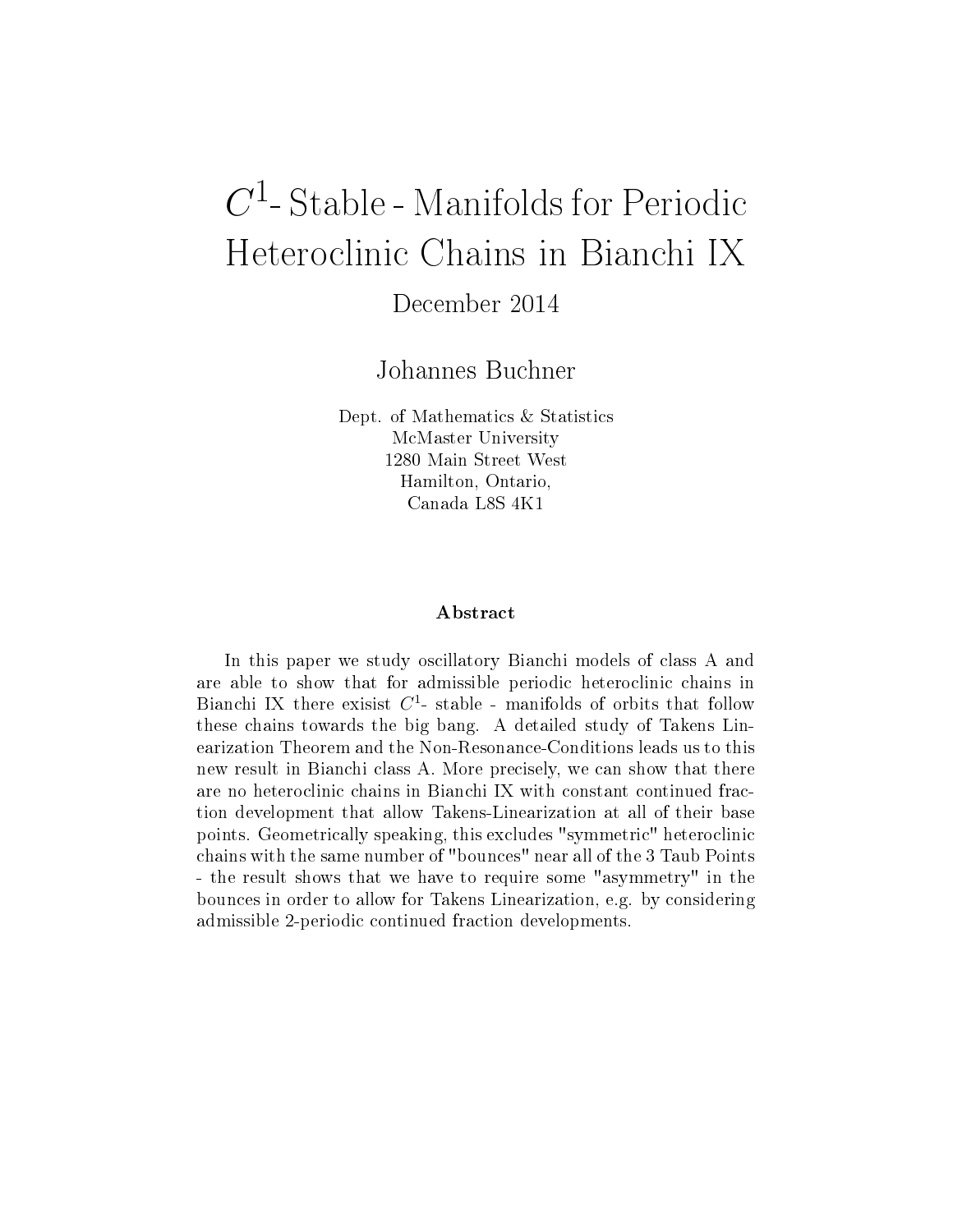# $C^1$- Stable - Manifolds for Periodic Heteroclinic Chains in Bianchi IX

December 2014

Johannes Buchner

Dept. of Mathematics & Statistics
McMaster University
1280 Main Street West
Hamilton, Ontario,
Canada L8S 4K1

### Abstract

In this paper we study oscillatory Bianchi models of class A and are able to show that for admissible periodic heteroclinic chains in Bianchi IX there exisist $C^1$- stable - manifolds of orbits that follow these chains towards the big bang. A detailed study of Takens Linearization Theorem and the Non-Resonance-Conditions leads us to this new result in Bianchi class A. More precisely, we can show that there are no heteroclinic chains in Bianchi IX with constant continued fraction development that allow Takens-Linearization at all of their base points. Geometrically speaking, this excludes "symmetric" heteroclinic chains with the same number of "bounces" near all of the 3 Taub Points - the result shows that we have to require some "asymmetry" in the bounces in order to allow for Takens Linearization, e.g. by considering admissible 2-periodic continued fraction developments.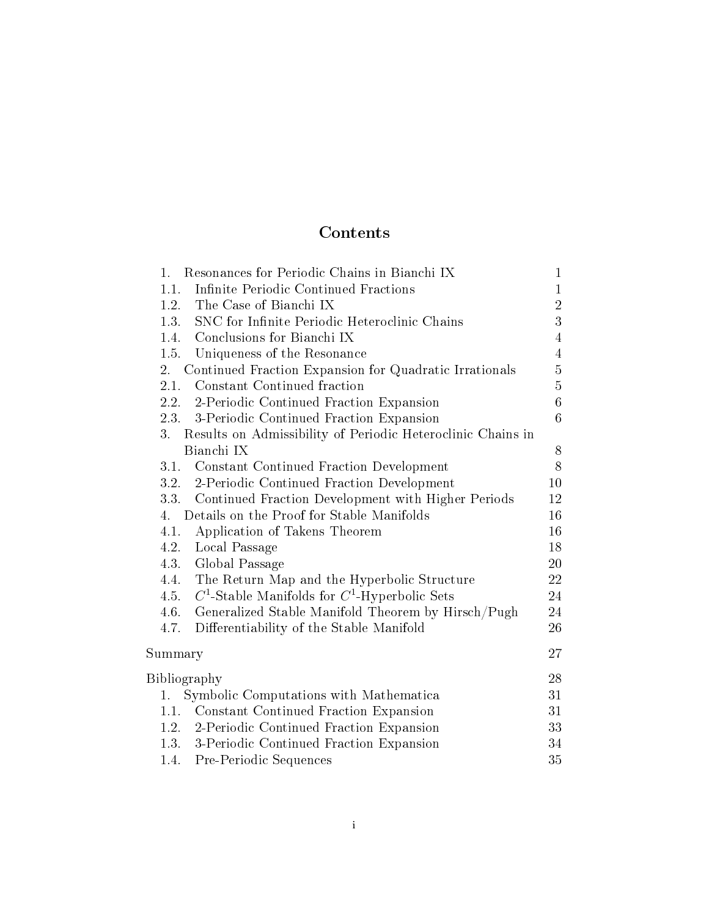# Contents

| | |
|---|---|
| 1. Resonances for Periodic Chains in Bianchi IX | 1 |
| 1.1. Infinite Periodic Continued Fractions | 1 |
| 1.2. The Case of Bianchi IX | 2 |
| 1.3. SNC for Infinite Periodic Heteroclinic Chains | 3 |
| 1.4. Conclusions for Bianchi IX | 4 |
| 1.5. Uniqueness of the Resonance | 4 |
| 2. Continued Fraction Expansion for Quadratic Irrationals | 5 |
| 2.1. Constant Continued fraction | 5 |
| 2.2. 2-Periodic Continued Fraction Expansion | 6 |
| 2.3. 3-Periodic Continued Fraction Expansion | 6 |
| 3. Results on Admissibility of Periodic Heteroclinic Chains in Bianchi IX | 8 |
| 3.1. Constant Continued Fraction Development | 8 |
| 3.2. 2-Periodic Continued Fraction Development | 10 |
| 3.3. Continued Fraction Development with Higher Periods | 12 |
| 4. Details on the Proof for Stable Manifolds | 16 |
| 4.1. Application of Takens Theorem | 16 |
| 4.2. Local Passage | 18 |
| 4.3. Global Passage | 20 |
| 4.4. The Return Map and the Hyperbolic Structure | 22 |
| 4.5. $C^1$-Stable Manifolds for $C^1$-Hyperbolic Sets | 24 |
| 4.6. Generalized Stable Manifold Theorem by Hirsch/Pugh | 24 |
| 4.7. Differentiability of the Stable Manifold | 26 |
| Summary | 27 |
| Bibliography | 28 |
| 1. Symbolic Computations with Mathematica | 31 |
| 1.1. Constant Continued Fraction Expansion | 31 |
| 1.2. 2-Periodic Continued Fraction Expansion | 33 |
| 1.3. 3-Periodic Continued Fraction Expansion | 34 |
| 1.4. Pre-Periodic Sequences | 35 |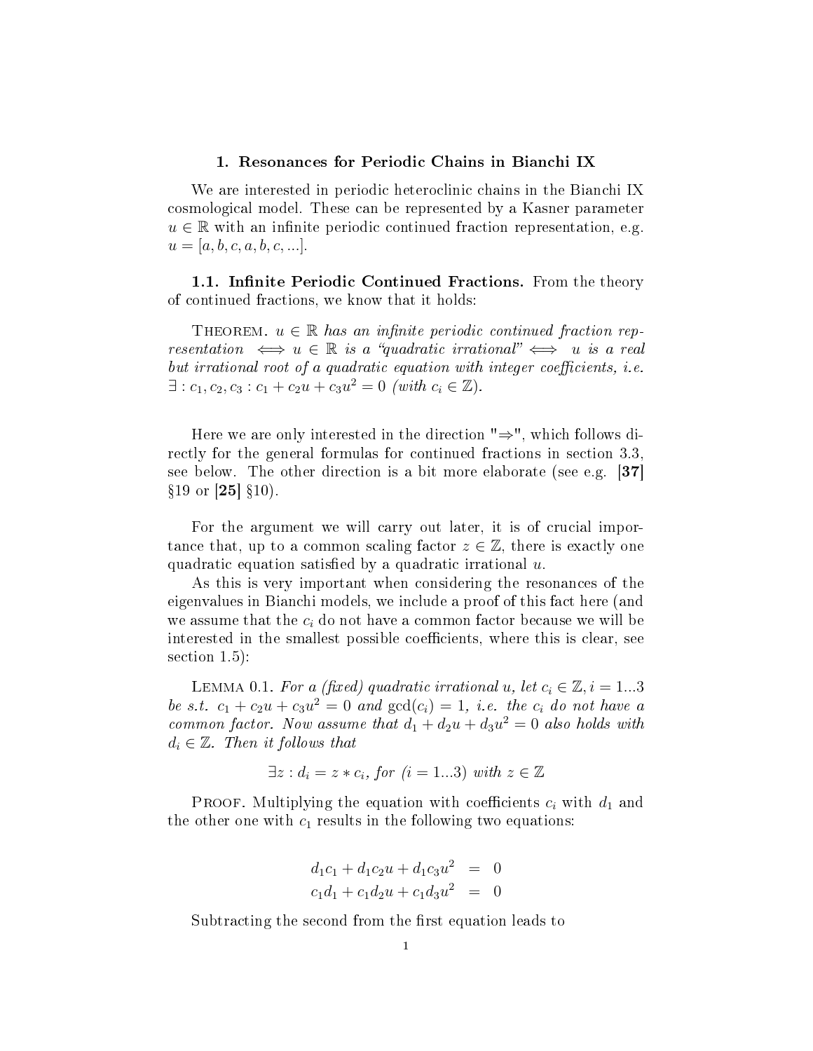# 1. Resonances for Periodic Chains in Bianchi IX

We are interested in periodic heteroclinic chains in the Bianchi IX cosmological model. These can be represented by a Kasner parameter $u \in \mathbb{R}$ with an infinite periodic continued fraction representation, e.g. $u = [a, b, c, a, b, c, ...]$.

## 1.1. Infinite Periodic Continued Fractions.

From the theory of continued fractions, we know that it holds:

Theorem. *$u \in \mathbb{R}$ has an infinite periodic continued fraction representation $\iff u \in \mathbb{R}$ is a "quadratic irrational" $\iff$ $u$ is a real but irrational root of a quadratic equation with integer coefficients, i.e. $\exists : c_1, c_2, c_3 : c_1 + c_2 u + c_3 u^2 = 0$ (with $c_i \in \mathbb{Z}$).*

Here we are only interested in the direction "$\Rightarrow$", which follows directly for the general formulas for continued fractions in section 3.3, see below. The other direction is a bit more elaborate (see e.g. **[37]** §19 or **[25]** §10).

For the argument we will carry out later, it is of crucial importance that, up to a common scaling factor $z \in \mathbb{Z}$, there is exactly one quadratic equation satisfied by a quadratic irrational $u$.

As this is very important when considering the resonances of the eigenvalues in Bianchi models, we include a proof of this fact here (and we assume that the $c_i$ do not have a common factor because we will be interested in the smallest possible coefficients, where this is clear, see section 1.5):

Lemma 0.1. *For a (fixed) quadratic irrational $u$, let $c_i \in \mathbb{Z}, i = 1...3$ be s.t. $c_1 + c_2 u + c_3 u^2 = 0$ and $\gcd(c_i) = 1$, i.e. the $c_i$ do not have a common factor. Now assume that $d_1 + d_2 u + d_3 u^2 = 0$ also holds with $d_i \in \mathbb{Z}$. Then it follows that*

$$\exists z : d_i = z * c_i, \text{ for } (i = 1...3) \text{ with } z \in \mathbb{Z}$$

Proof. Multiplying the equation with coefficients $c_i$ with $d_1$ and the other one with $c_1$ results in the following two equations:

$$\begin{aligned} d_1 c_1 + d_1 c_2 u + d_1 c_3 u^2 &= 0 \\ c_1 d_1 + c_1 d_2 u + c_1 d_3 u^2 &= 0 \end{aligned}$$

Subtracting the second from the first equation leads to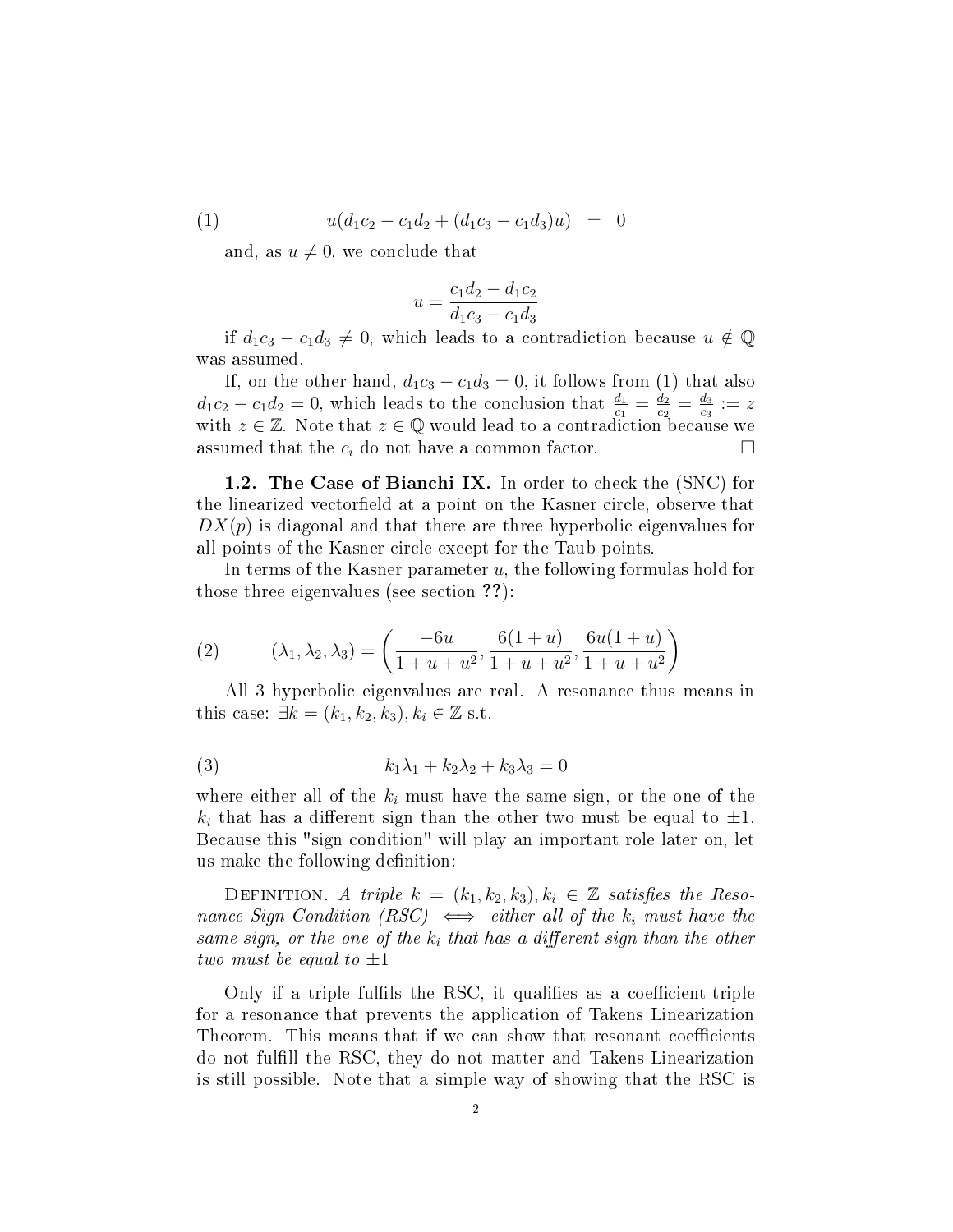$$u(d_1c_2 - c_1d_2 + (d_1c_3 - c_1d_3)u) \;=\; 0 \tag{1}$$

and, as $u \neq 0$, we conclude that

$$u = \frac{c_1d_2 - d_1c_2}{d_1c_3 - c_1d_3}$$

if $d_1c_3 - c_1d_3 \neq 0$, which leads to a contradiction because $u \notin \mathbb{Q}$ was assumed.

If, on the other hand, $d_1c_3 - c_1d_3 = 0$, it follows from (1) that also $d_1c_2 - c_1d_2 = 0$, which leads to the conclusion that $\frac{d_1}{c_1} = \frac{d_2}{c_2} = \frac{d_3}{c_3} := z$ with $z \in \mathbb{Z}$. Note that $z \in \mathbb{Q}$ would lead to a contradiction because we assumed that the $c_i$ do not have a common factor. □

**1.2. The Case of Bianchi IX.** In order to check the (SNC) for the linearized vectorfield at a point on the Kasner circle, observe that $DX(p)$ is diagonal and that there are three hyperbolic eigenvalues for all points of the Kasner circle except for the Taub points.

In terms of the Kasner parameter $u$, the following formulas hold for those three eigenvalues (see section **??**):

$$(\lambda_1, \lambda_2, \lambda_3) = \left( \frac{-6u}{1+u+u^2}, \frac{6(1+u)}{1+u+u^2}, \frac{6u(1+u)}{1+u+u^2} \right) \tag{2}$$

All 3 hyperbolic eigenvalues are real. A resonance thus means in this case: $\exists k = (k_1, k_2, k_3), k_i \in \mathbb{Z}$ s.t.

$$k_1\lambda_1 + k_2\lambda_2 + k_3\lambda_3 = 0 \tag{3}$$

where either all of the $k_i$ must have the same sign, or the one of the $k_i$ that has a different sign than the other two must be equal to $\pm 1$. Because this "sign condition" will play an important role later on, let us make the following definition:

Definition. *A triple $k = (k_1, k_2, k_3), k_i \in \mathbb{Z}$ satisfies the Resonance Sign Condition (RSC) $\iff$ either all of the $k_i$ must have the same sign, or the one of the $k_i$ that has a different sign than the other two must be equal to $\pm 1$*

Only if a triple fulfils the RSC, it qualifies as a coefficient-triple for a resonance that prevents the application of Takens Linearization Theorem. This means that if we can show that resonant coefficients do not fulfill the RSC, they do not matter and Takens-Linearization is still possible. Note that a simple way of showing that the RSC is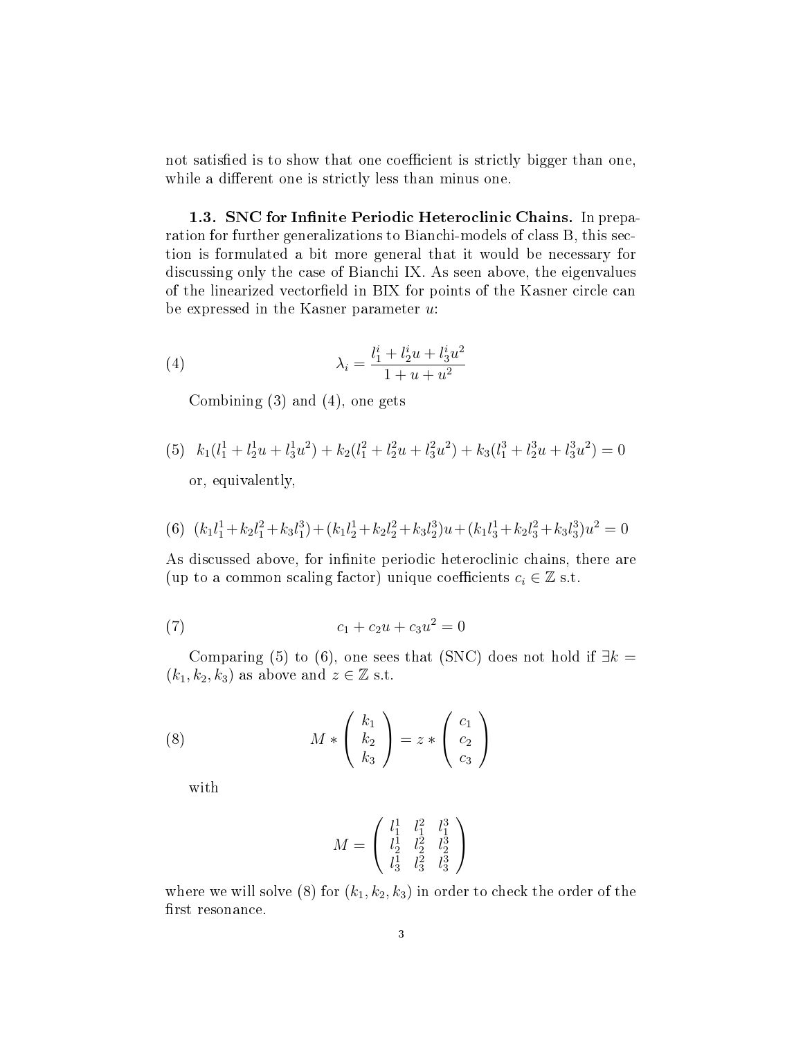not satisfied is to show that one coefficient is strictly bigger than one, while a different one is strictly less than minus one.

**1.3. SNC for Infinite Periodic Heteroclinic Chains.** In preparation for further generalizations to Bianchi-models of class B, this section is formulated a bit more general that it would be necessary for discussing only the case of Bianchi IX. As seen above, the eigenvalues of the linearized vectorfield in BIX for points of the Kasner circle can be expressed in the Kasner parameter $u$:

$$\lambda_i = \frac{l_1^i + l_2^i u + l_3^i u^2}{1 + u + u^2} \tag{4}$$

Combining (3) and (4), one gets

$$k_1(l_1^1 + l_2^1 u + l_3^1 u^2) + k_2(l_1^2 + l_2^2 u + l_3^2 u^2) + k_3(l_1^3 + l_2^3 u + l_3^3 u^2) = 0 \tag{5}$$

or, equivalently,

$$(k_1 l_1^1 + k_2 l_1^2 + k_3 l_1^3) + (k_1 l_2^1 + k_2 l_2^2 + k_3 l_2^3)u + (k_1 l_3^1 + k_2 l_3^2 + k_3 l_3^3)u^2 = 0 \tag{6}$$

As discussed above, for infinite periodic heteroclinic chains, there are (up to a common scaling factor) unique coefficients $c_i \in \mathbb{Z}$ s.t.

$$c_1 + c_2 u + c_3 u^2 = 0 \tag{7}$$

Comparing (5) to (6), one sees that (SNC) does not hold if $\exists k = (k_1, k_2, k_3)$ as above and $z \in \mathbb{Z}$ s.t.

$$M * \begin{pmatrix} k_1 \\ k_2 \\ k_3 \end{pmatrix} = z * \begin{pmatrix} c_1 \\ c_2 \\ c_3 \end{pmatrix} \tag{8}$$

with

$$M = \begin{pmatrix} l_1^1 & l_1^2 & l_1^3 \\ l_2^1 & l_2^2 & l_2^3 \\ l_3^1 & l_3^2 & l_3^3 \end{pmatrix}$$

where we will solve (8) for $(k_1, k_2, k_3)$ in order to check the order of the first resonance.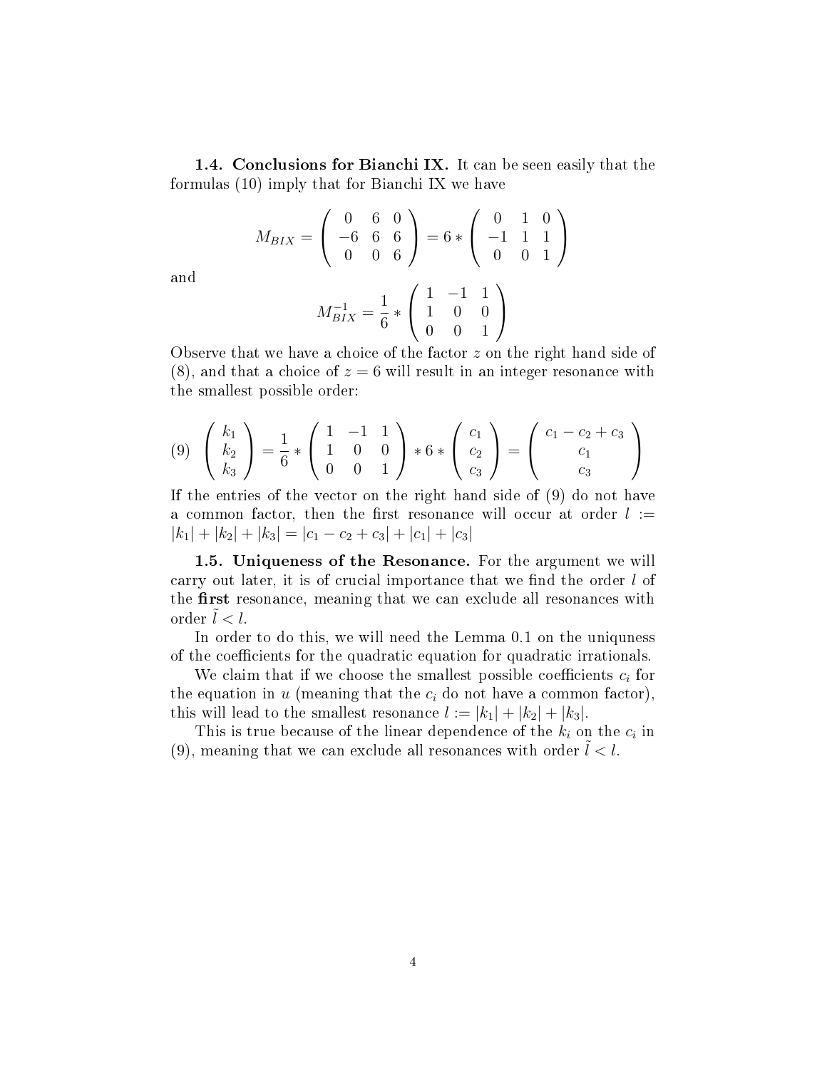**1.4. Conclusions for Bianchi IX.** It can be seen easily that the formulas (10) imply that for Bianchi IX we have

$$M_{BIX} = \begin{pmatrix} 0 & 6 & 0 \\ -6 & 6 & 6 \\ 0 & 0 & 6 \end{pmatrix} = 6 * \begin{pmatrix} 0 & 1 & 0 \\ -1 & 1 & 1 \\ 0 & 0 & 1 \end{pmatrix}$$

and

$$M_{BIX}^{-1} = \frac{1}{6} * \begin{pmatrix} 1 & -1 & 1 \\ 1 & 0 & 0 \\ 0 & 0 & 1 \end{pmatrix}$$

Observe that we have a choice of the factor $z$ on the right hand side of (8), and that a choice of $z = 6$ will result in an integer resonance with the smallest possible order:

$$\begin{pmatrix} k_1 \\ k_2 \\ k_3 \end{pmatrix} = \frac{1}{6} * \begin{pmatrix} 1 & -1 & 1 \\ 1 & 0 & 0 \\ 0 & 0 & 1 \end{pmatrix} * 6 * \begin{pmatrix} c_1 \\ c_2 \\ c_3 \end{pmatrix} = \begin{pmatrix} c_1 - c_2 + c_3 \\ c_1 \\ c_3 \end{pmatrix} \tag{9}$$

If the entries of the vector on the right hand side of (9) do not have a common factor, then the first resonance will occur at order $l := |k_1| + |k_2| + |k_3| = |c_1 - c_2 + c_3| + |c_1| + |c_3|$

**1.5. Uniqueness of the Resonance.** For the argument we will carry out later, it is of crucial importance that we find the order $l$ of the **first** resonance, meaning that we can exclude all resonances with order $\tilde{l} < l$.

In order to do this, we will need the Lemma 0.1 on the uniquness of the coefficients for the quadratic equation for quadratic irrationals.

We claim that if we choose the smallest possible coefficients $c_i$ for the equation in $u$ (meaning that the $c_i$ do not have a common factor), this will lead to the smallest resonance $l := |k_1| + |k_2| + |k_3|$.

This is true because of the linear dependence of the $k_i$ on the $c_i$ in (9), meaning that we can exclude all resonances with order $\tilde{l} < l$.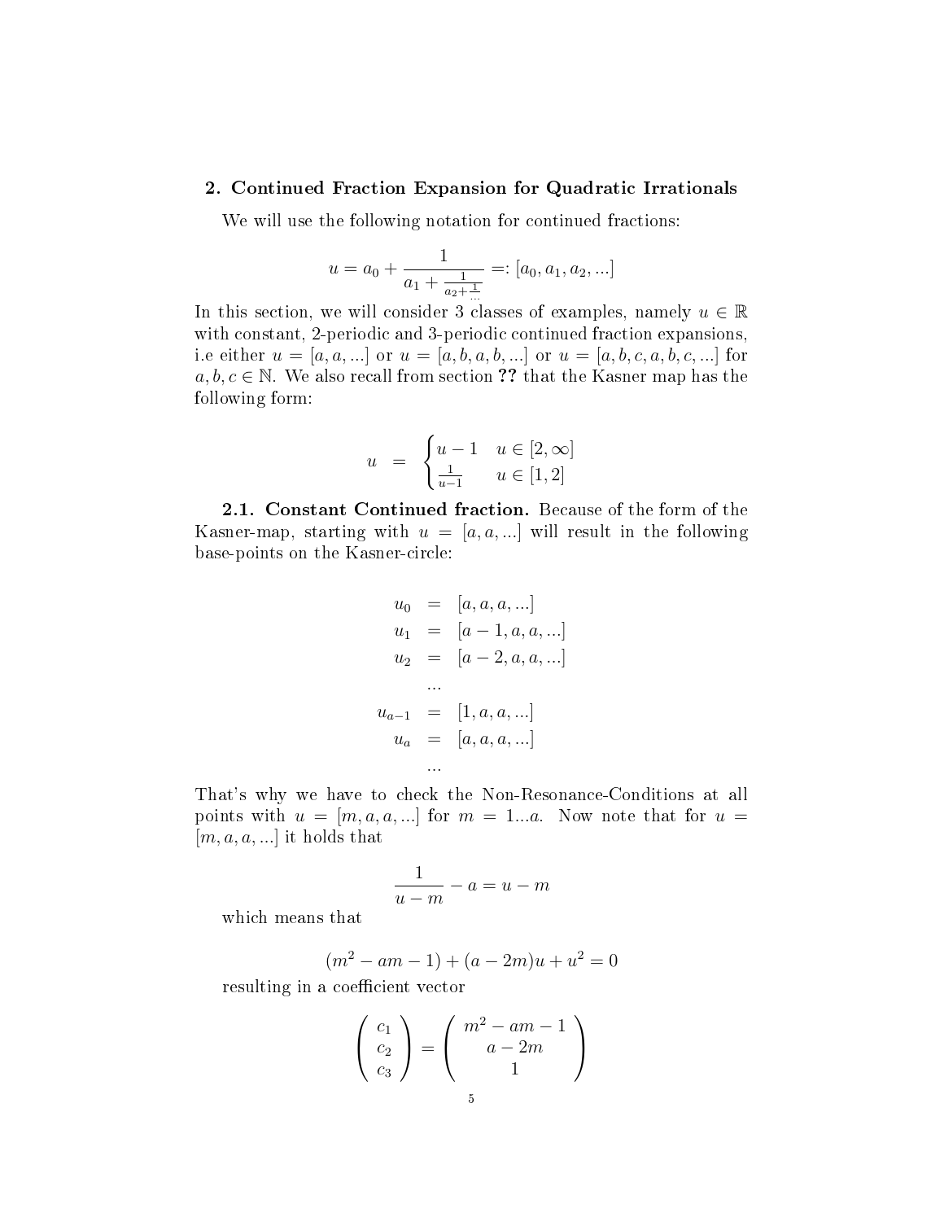## 2. Continued Fraction Expansion for Quadratic Irrationals

We will use the following notation for continued fractions:

$$u = a_0 + \frac{1}{a_1 + \frac{1}{a_2 + \frac{1}{...}}} =: [a_0, a_1, a_2, ...]$$

In this section, we will consider 3 classes of examples, namely $u \in \mathbb{R}$ with constant, 2-periodic and 3-periodic continued fraction expansions, i.e either $u = [a, a, ...]$ or $u = [a, b, a, b, ...]$ or $u = [a, b, c, a, b, c, ...]$ for $a, b, c \in \mathbb{N}$. We also recall from section **??** that the Kasner map has the following form:

$$u \;\; = \;\; \begin{cases} u - 1 & u \in [2, \infty] \\ \frac{1}{u-1} & u \in [1, 2] \end{cases}$$

### 2.1. Constant Continued fraction.

Because of the form of the Kasner-map, starting with $u = [a, a, ...]$ will result in the following base-points on the Kasner-circle:

$$\begin{aligned} u_0 &= [a, a, a, ...] \\ u_1 &= [a-1, a, a, ...] \\ u_2 &= [a-2, a, a, ...] \\ &... \\ u_{a-1} &= [1, a, a, ...] \\ u_a &= [a, a, a, ...] \\ &... \end{aligned}$$

That's why we have to check the Non-Resonance-Conditions at all points with $u = [m, a, a, ...]$ for $m = 1...a$. Now note that for $u = [m, a, a, ...]$ it holds that

$$\frac{1}{u-m} - a = u - m$$

which means that

$$(m^2 - am - 1) + (a - 2m)u + u^2 = 0$$

resulting in a coefficient vector

$$\begin{pmatrix} c_1 \\ c_2 \\ c_3 \end{pmatrix} = \begin{pmatrix} m^2 - am - 1 \\ a - 2m \\ 1 \end{pmatrix}$$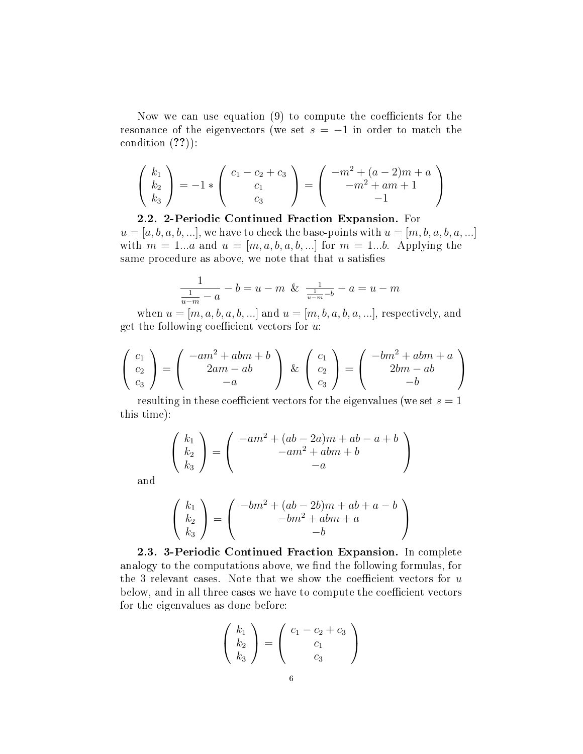Now we can use equation (9) to compute the coefficients for the resonance of the eigenvectors (we set $s = -1$ in order to match the condition (**??**)):

$$\begin{pmatrix} k_1 \\ k_2 \\ k_3 \end{pmatrix} = -1 * \begin{pmatrix} c_1 - c_2 + c_3 \\ c_1 \\ c_3 \end{pmatrix} = \begin{pmatrix} -m^2 + (a-2)m + a \\ -m^2 + am + 1 \\ -1 \end{pmatrix}$$

**2.2. 2-Periodic Continued Fraction Expansion.** For $u = [a, b, a, b, ...]$, we have to check the base-points with $u = [m, b, a, b, a, ...]$ with $m = 1...a$ and $u = [m, a, b, a, b, ...]$ for $m = 1...b$. Applying the same procedure as above, we note that that $u$ satisfies

$$\frac{1}{\frac{1}{u-m} - a} - b = u - m \;\; \& \;\; \frac{1}{\frac{1}{u-m} - b} - a = u - m$$

when $u = [m, a, b, a, b, ...]$ and $u = [m, b, a, b, a, ...]$, respectively, and get the following coefficient vectors for $u$:

$$\begin{pmatrix} c_1 \\ c_2 \\ c_3 \end{pmatrix} = \begin{pmatrix} -am^2 + abm + b \\ 2am - ab \\ -a \end{pmatrix} \;\; \& \;\; \begin{pmatrix} c_1 \\ c_2 \\ c_3 \end{pmatrix} = \begin{pmatrix} -bm^2 + abm + a \\ 2bm - ab \\ -b \end{pmatrix}$$

resulting in these coefficient vectors for the eigenvalues (we set $s = 1$ this time):

$$\begin{pmatrix} k_1 \\ k_2 \\ k_3 \end{pmatrix} = \begin{pmatrix} -am^2 + (ab-2a)m + ab - a + b \\ -am^2 + abm + b \\ -a \end{pmatrix}$$

and

$$\begin{pmatrix} k_1 \\ k_2 \\ k_3 \end{pmatrix} = \begin{pmatrix} -bm^2 + (ab-2b)m + ab + a - b \\ -bm^2 + abm + a \\ -b \end{pmatrix}$$

**2.3. 3-Periodic Continued Fraction Expansion.** In complete analogy to the computations above, we find the following formulas, for the 3 relevant cases. Note that we show the coefficient vectors for $u$ below, and in all three cases we have to compute the coefficient vectors for the eigenvalues as done before:

$$\begin{pmatrix} k_1 \\ k_2 \\ k_3 \end{pmatrix} = \begin{pmatrix} c_1 - c_2 + c_3 \\ c_1 \\ c_3 \end{pmatrix}$$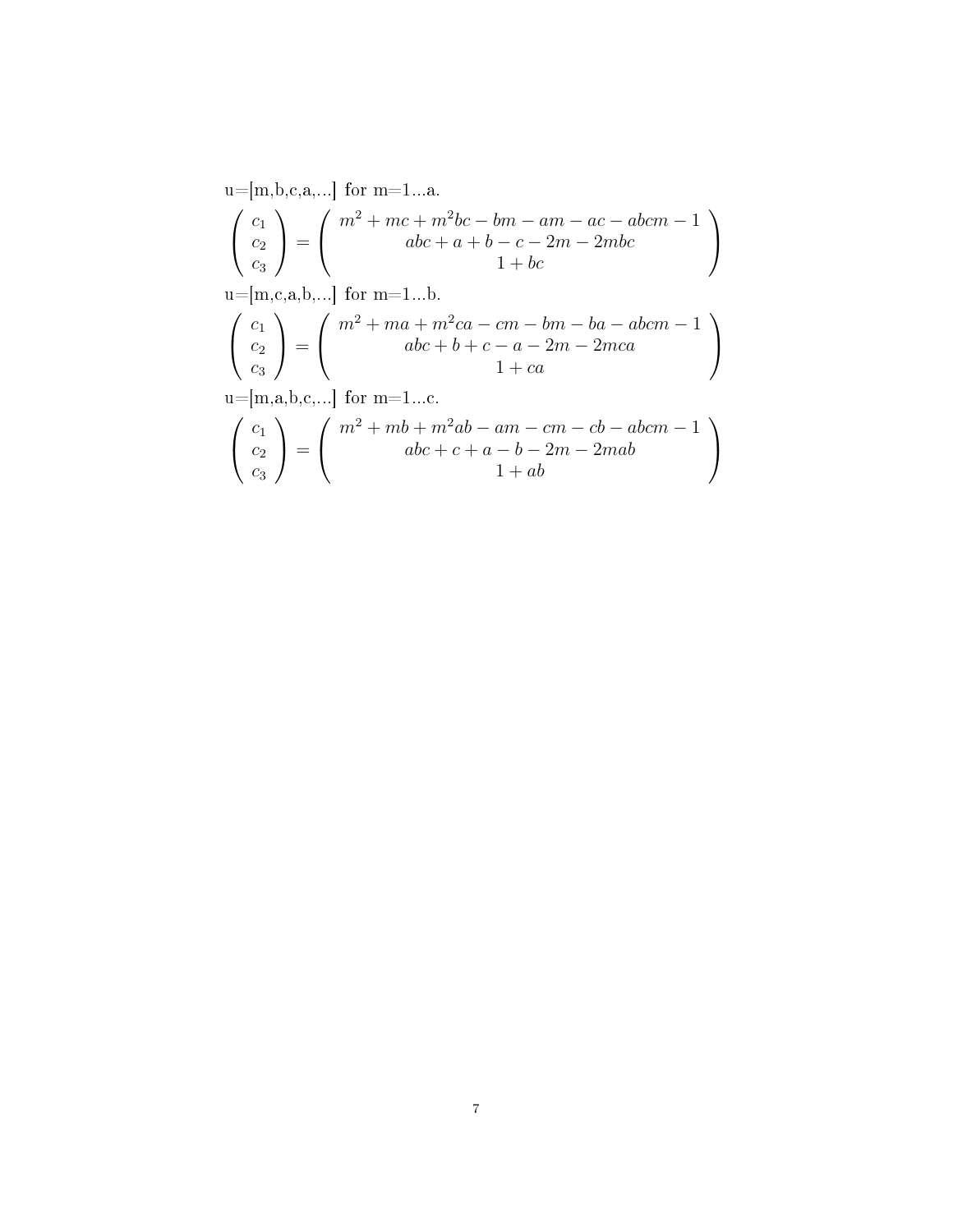u=[m,b,c,a,...] for m=1...a.

$$\begin{pmatrix} c_1 \\ c_2 \\ c_3 \end{pmatrix} = \begin{pmatrix} m^2 + mc + m^2bc - bm - am - ac - abcm - 1 \\ abc + a + b - c - 2m - 2mbc \\ 1 + bc \end{pmatrix}$$

u=[m,c,a,b,...] for m=1...b.

$$\begin{pmatrix} c_1 \\ c_2 \\ c_3 \end{pmatrix} = \begin{pmatrix} m^2 + ma + m^2ca - cm - bm - ba - abcm - 1 \\ abc + b + c - a - 2m - 2mca \\ 1 + ca \end{pmatrix}$$

u=[m,a,b,c,...] for m=1...c.

$$\begin{pmatrix} c_1 \\ c_2 \\ c_3 \end{pmatrix} = \begin{pmatrix} m^2 + mb + m^2ab - am - cm - cb - abcm - 1 \\ abc + c + a - b - 2m - 2mab \\ 1 + ab \end{pmatrix}$$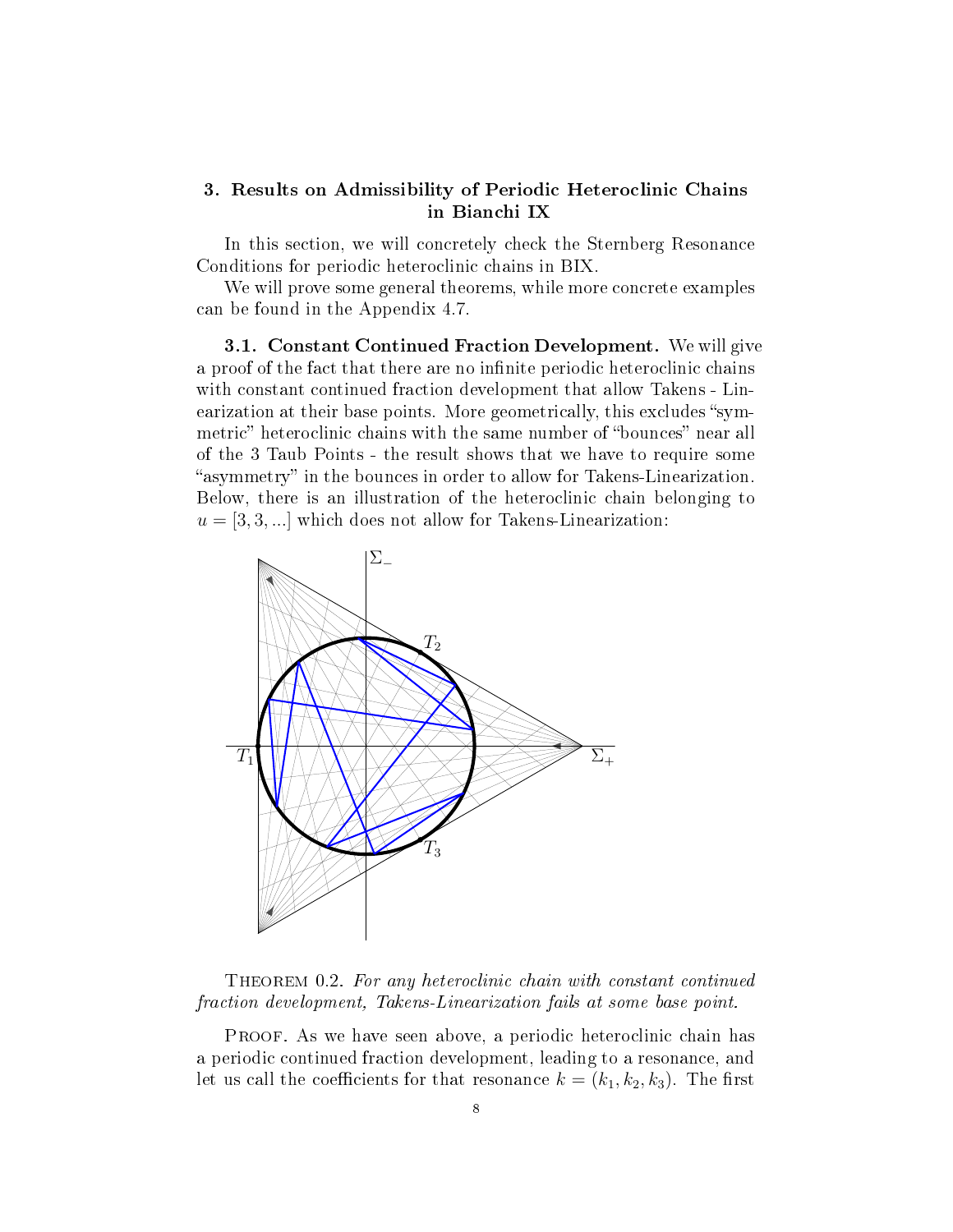## 3. Results on Admissibility of Periodic Heteroclinic Chains in Bianchi IX

In this section, we will concretely check the Sternberg Resonance Conditions for periodic heteroclinic chains in BIX.

We will prove some general theorems, while more concrete examples can be found in the Appendix 4.7.

### 3.1. Constant Continued Fraction Development.

We will give a proof of the fact that there are no infinite periodic heteroclinic chains with constant continued fraction development that allow Takens - Linearization at their base points. More geometrically, this excludes "symmetric" heteroclinic chains with the same number of "bounces" near all of the 3 Taub Points - the result shows that we have to require some "asymmetry" in the bounces in order to allow for Takens-Linearization. Below, there is an illustration of the heteroclinic chain belonging to $u = [3, 3, ...]$ which does not allow for Takens-Linearization:

**Theorem 0.2.** *For any heteroclinic chain with constant continued fraction development, Takens-Linearization fails at some base point.*

**Proof.** As we have seen above, a periodic heteroclinic chain has a periodic continued fraction development, leading to a resonance, and let us call the coefficients for that resonance $k = (k_1, k_2, k_3)$. The first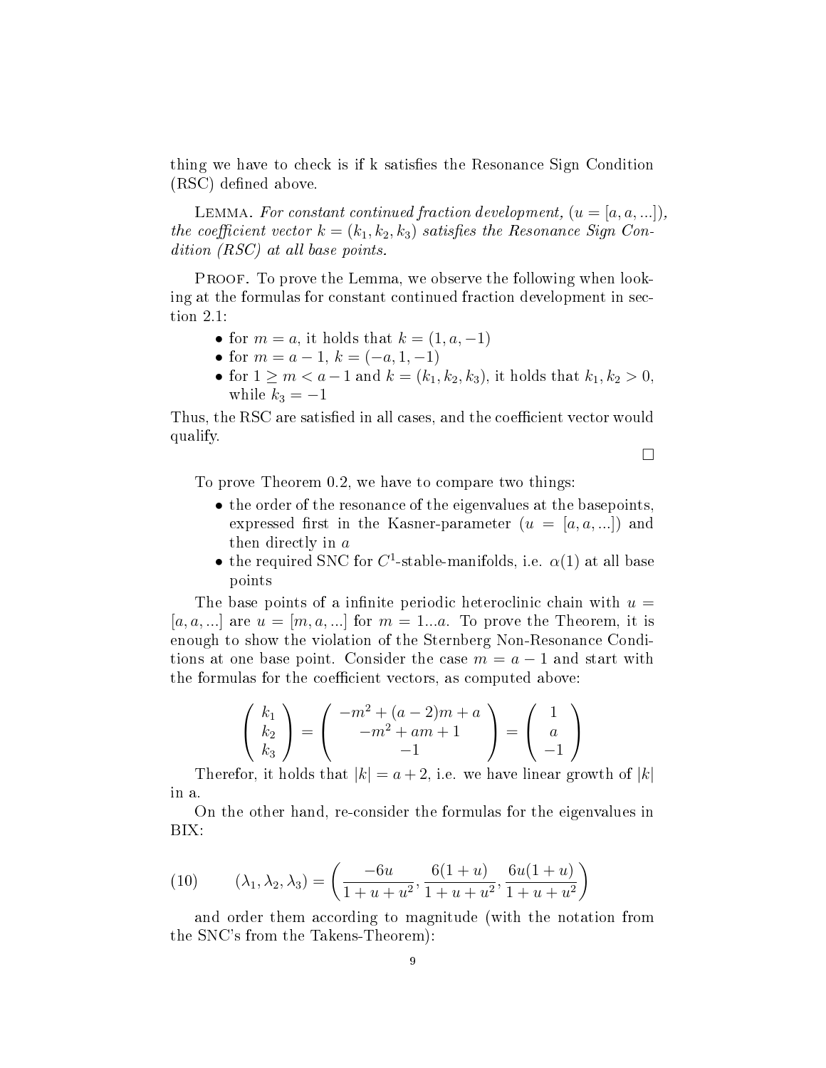thing we have to check is if k satisfies the Resonance Sign Condition (RSC) defined above.

Lemma. *For constant continued fraction development, ($u = [a, a, ...]$), the coefficient vector $k = (k_1, k_2, k_3)$ satisfies the Resonance Sign Condition (RSC) at all base points.*

Proof. To prove the Lemma, we observe the following when looking at the formulas for constant continued fraction development in section 2.1:

- for $m = a$, it holds that $k = (1, a, -1)$
- for $m = a - 1$, $k = (-a, 1, -1)$
- for $1 \geq m < a - 1$ and $k = (k_1, k_2, k_3)$, it holds that $k_1, k_2 > 0$, while $k_3 = -1$

Thus, the RSC are satisfied in all cases, and the coefficient vector would qualify.

□

To prove Theorem 0.2, we have to compare two things:

- the order of the resonance of the eigenvalues at the basepoints, expressed first in the Kasner-parameter ($u = [a, a, ...]$) and then directly in $a$
- the required SNC for $C^1$-stable-manifolds, i.e. $\alpha(1)$ at all base points

The base points of a infinite periodic heteroclinic chain with $u = [a, a, ...]$ are $u = [m, a, ...]$ for $m = 1...a$. To prove the Theorem, it is enough to show the violation of the Sternberg Non-Resonance Conditions at one base point. Consider the case $m = a - 1$ and start with the formulas for the coefficient vectors, as computed above:

$$\begin{pmatrix} k_1 \\ k_2 \\ k_3 \end{pmatrix} = \begin{pmatrix} -m^2 + (a-2)m + a \\ -m^2 + am + 1 \\ -1 \end{pmatrix} = \begin{pmatrix} 1 \\ a \\ -1 \end{pmatrix}$$

Therefor, it holds that $|k| = a + 2$, i.e. we have linear growth of $|k|$ in a.

On the other hand, re-consider the formulas for the eigenvalues in BIX:

$$(\lambda_1, \lambda_2, \lambda_3) = \left( \frac{-6u}{1+u+u^2}, \frac{6(1+u)}{1+u+u^2}, \frac{6u(1+u)}{1+u+u^2} \right) \tag{10}$$

and order them according to magnitude (with the notation from the SNC's from the Takens-Theorem):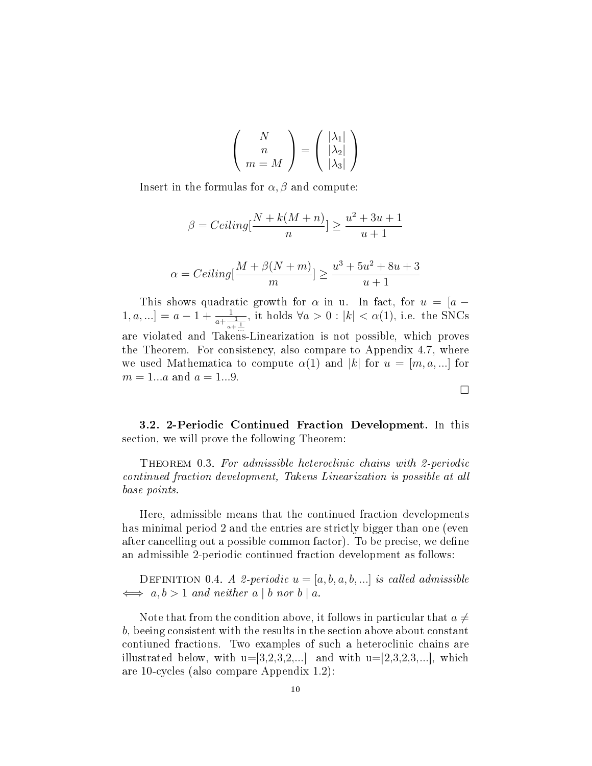$$\begin{pmatrix} N \\ n \\ m = M \end{pmatrix} = \begin{pmatrix} |\lambda_1| \\ |\lambda_2| \\ |\lambda_3| \end{pmatrix}$$

Insert in the formulas for $\alpha, \beta$ and compute:

$$\beta = Ceiling[\frac{N + k(M+n)}{n}] \geq \frac{u^2 + 3u + 1}{u+1}$$

$$\alpha = Ceiling[\frac{M + \beta(N+m)}{m}] \geq \frac{u^3 + 5u^2 + 8u + 3}{u+1}$$

This shows quadratic growth for $\alpha$ in u. In fact, for $u = [a - 1, a, ...] = a - 1 + \frac{1}{a + \frac{1}{a + \frac{1}{...}}}$, it holds $\forall a > 0 : |k| < \alpha(1)$, i.e. the SNCs are violated and Takens-Linearization is not possible, which proves the Theorem. For consistency, also compare to Appendix 4.7, where we used Mathematica to compute $\alpha(1)$ and $|k|$ for $u = [m, a, ...]$ for $m = 1...a$ and $a = 1...9$.

□

**3.2. 2-Periodic Continued Fraction Development.** In this section, we will prove the following Theorem:

Theorem 0.3. *For admissible heteroclinic chains with 2-periodic continued fraction development, Takens Linearization is possible at all base points.*

Here, admissible means that the continued fraction developments has minimal period 2 and the entries are strictly bigger than one (even after cancelling out a possible common factor). To be precise, we define an admissible 2-periodic continued fraction development as follows:

Definition 0.4. *A 2-periodic $u = [a, b, a, b, ...]$ is called admissible $\iff$ $a, b > 1$ and neither $a \mid b$ nor $b \mid a$.*

Note that from the condition above, it follows in particular that $a \neq b$, beeing consistent with the results in the section above about constant contiuned fractions. Two examples of such a heteroclinic chains are illustrated below, with u=[3,2,3,2,...] and with u=[2,3,2,3,...], which are 10-cycles (also compare Appendix 1.2):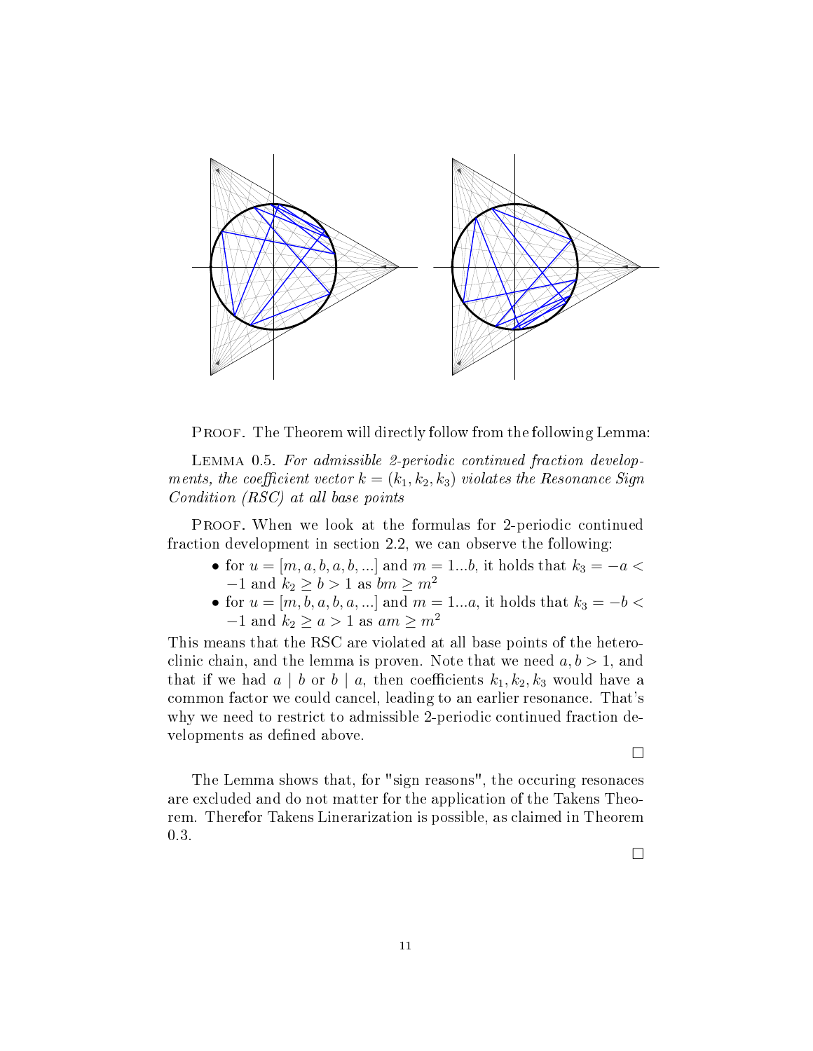PROOF. The Theorem will directly follow from the following Lemma:

LEMMA 0.5. *For admissible 2-periodic continued fraction developments, the coefficient vector $k = (k_1, k_2, k_3)$ violates the Resonance Sign Condition (RSC) at all base points*

PROOF. When we look at the formulas for 2-periodic continued fraction development in section 2.2, we can observe the following:

- for $u = [m, a, b, a, b, ...]$ and $m = 1...b$, it holds that $k_3 = -a < -1$ and $k_2 \geq b > 1$ as $bm \geq m^2$
- for $u = [m, b, a, b, a, ...]$ and $m = 1...a$, it holds that $k_3 = -b < -1$ and $k_2 \geq a > 1$ as $am \geq m^2$

This means that the RSC are violated at all base points of the heteroclinic chain, and the lemma is proven. Note that we need $a, b > 1$, and that if we had $a \mid b$ or $b \mid a$, then coefficients $k_1, k_2, k_3$ would have a common factor we could cancel, leading to an earlier resonance. That's why we need to restrict to admissible 2-periodic continued fraction developments as defined above.

□

The Lemma shows that, for "sign reasons", the occuring resonaces are excluded and do not matter for the application of the Takens Theorem. Therefor Takens Linerarization is possible, as claimed in Theorem 0.3.

□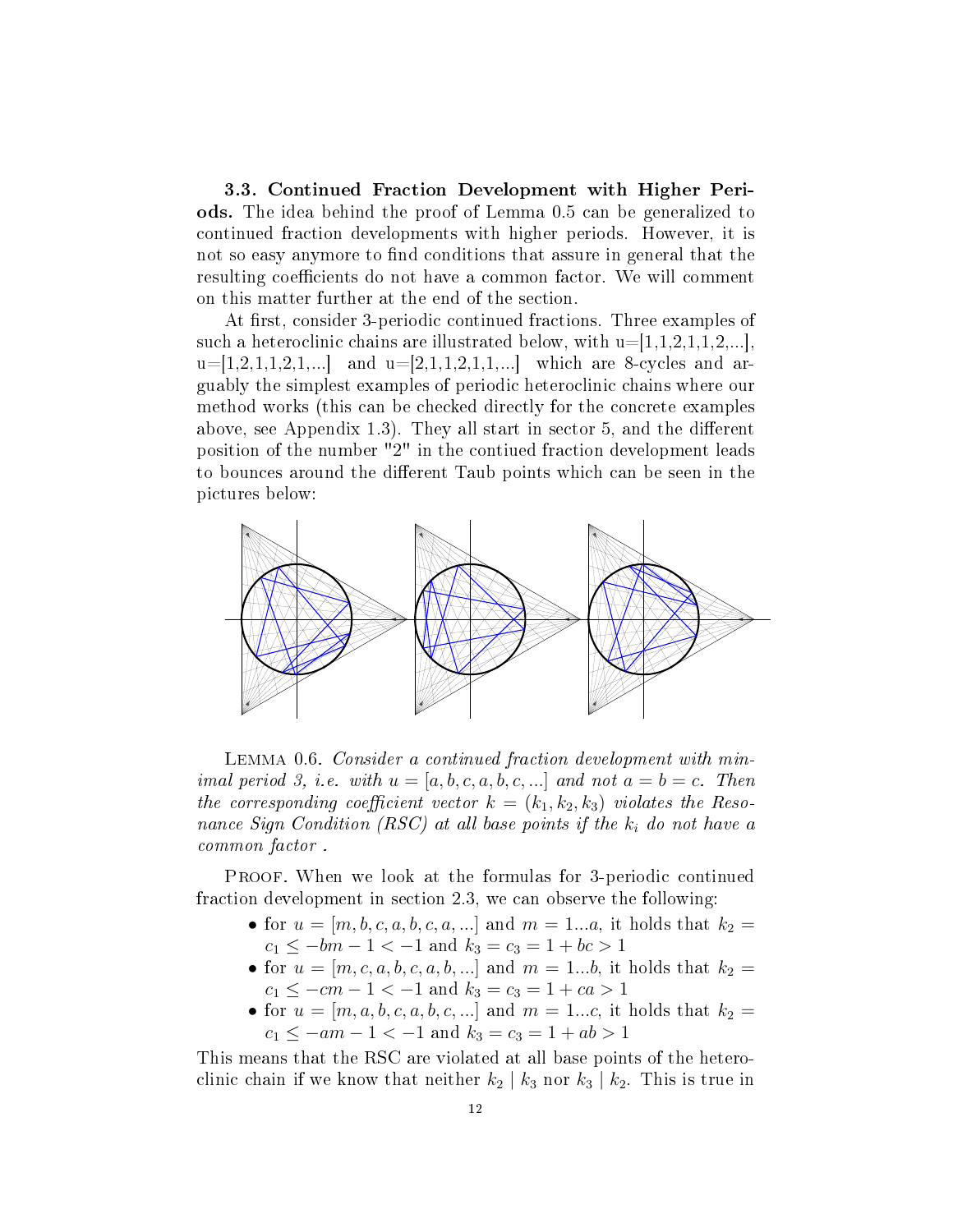**3.3. Continued Fraction Development with Higher Periods.** The idea behind the proof of Lemma 0.5 can be generalized to continued fraction developments with higher periods. However, it is not so easy anymore to find conditions that assure in general that the resulting coefficients do not have a common factor. We will comment on this matter further at the end of the section.

At first, consider 3-periodic continued fractions. Three examples of such a heteroclinic chains are illustrated below, with u=[1,1,2,1,1,2,...], u=[1,2,1,1,2,1,...] and u=[2,1,1,2,1,1,...] which are 8-cycles and arguably the simplest examples of periodic heteroclinic chains where our method works (this can be checked directly for the concrete examples above, see Appendix 1.3). They all start in sector 5, and the different position of the number "2" in the contiued fraction development leads to bounces around the different Taub points which can be seen in the pictures below:

LEMMA 0.6. *Consider a continued fraction development with minimal period 3, i.e. with $u = [a, b, c, a, b, c, ...]$ and not $a = b = c$. Then the corresponding coefficient vector $k = (k_1, k_2, k_3)$ violates the Resonance Sign Condition (RSC) at all base points if the $k_i$ do not have a common factor .*

PROOF. When we look at the formulas for 3-periodic continued fraction development in section 2.3, we can observe the following:

- for $u = [m, b, c, a, b, c, a, ...]$ and $m = 1...a$, it holds that $k_2 = c_1 \leq -bm - 1 < -1$ and $k_3 = c_3 = 1 + bc > 1$
- for $u = [m, c, a, b, c, a, b, ...]$ and $m = 1...b$, it holds that $k_2 = c_1 \leq -cm - 1 < -1$ and $k_3 = c_3 = 1 + ca > 1$
- for $u = [m, a, b, c, a, b, c, ...]$ and $m = 1...c$, it holds that $k_2 = c_1 \leq -am - 1 < -1$ and $k_3 = c_3 = 1 + ab > 1$

This means that the RSC are violated at all base points of the heteroclinic chain if we know that neither $k_2 \mid k_3$ nor $k_3 \mid k_2$. This is true in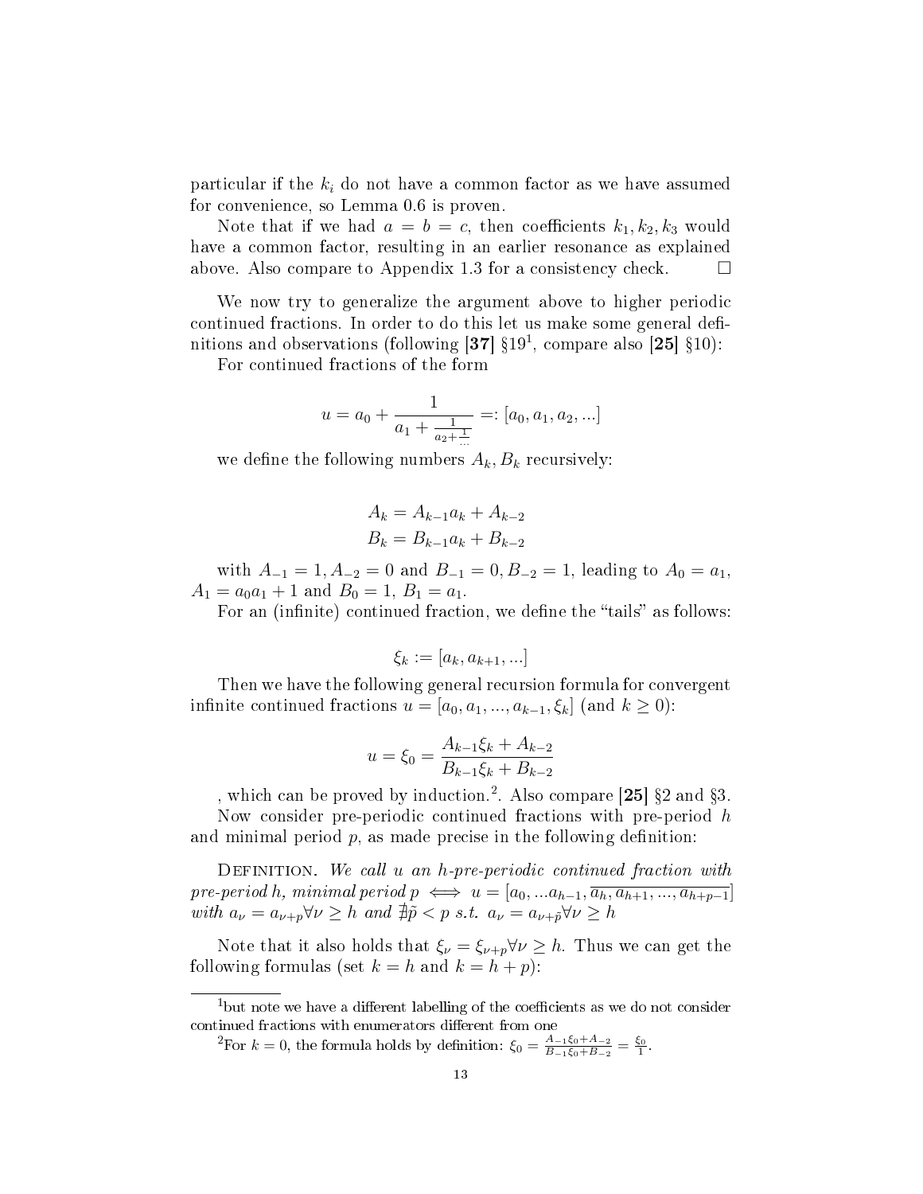particular if the $k_i$ do not have a common factor as we have assumed for convenience, so Lemma 0.6 is proven.

Note that if we had $a = b = c$, then coefficients $k_1, k_2, k_3$ would have a common factor, resulting in an earlier resonance as explained above. Also compare to Appendix 1.3 for a consistency check. $\square$

We now try to generalize the argument above to higher periodic continued fractions. In order to do this let us make some general definitions and observations (following **[37]** §19[1], compare also **[25]** §10):

For continued fractions of the form

$$u = a_0 + \frac{1}{a_1 + \frac{1}{a_2 + \frac{1}{...}}} =: [a_0, a_1, a_2, ...]$$

we define the following numbers $A_k, B_k$ recursively:

$$A_k = A_{k-1}a_k + A_{k-2}$$
$$B_k = B_{k-1}a_k + B_{k-2}$$

with $A_{-1} = 1, A_{-2} = 0$ and $B_{-1} = 0, B_{-2} = 1$, leading to $A_0 = a_1$, $A_1 = a_0 a_1 + 1$ and $B_0 = 1$, $B_1 = a_1$.

For an (infinite) continued fraction, we define the "tails" as follows:

$$\xi_k := [a_k, a_{k+1}, ...]$$

Then we have the following general recursion formula for convergent infinite continued fractions $u = [a_0, a_1, ..., a_{k-1}, \xi_k]$ (and $k \geq 0$):

$$u = \xi_0 = \frac{A_{k-1}\xi_k + A_{k-2}}{B_{k-1}\xi_k + B_{k-2}}$$

, which can be proved by induction.[2]. Also compare **[25]** §2 and §3.

Now consider pre-periodic continued fractions with pre-period $h$ and minimal period $p$, as made precise in the following definition:

Definition. *We call $u$ an $h$-pre-periodic continued fraction with pre-period $h$, minimal period $p$* $\iff$ $u = [a_0, ...a_{h-1}, \overline{a_h, a_{h+1}, ..., a_{h+p-1}}]$ *with* $a_\nu = a_{\nu+p} \forall \nu \geq h$ *and* $\nexists \tilde{p} < p$ *s.t.* $a_\nu = a_{\nu+\tilde{p}} \forall \nu \geq h$

Note that it also holds that $\xi_\nu = \xi_{\nu+p} \forall \nu \geq h$. Thus we can get the following formulas (set $k = h$ and $k = h + p$):

---

[1] but note we have a different labelling of the coefficients as we do not consider continued fractions with enumerators different from one

[2] For $k = 0$, the formula holds by definition: $\xi_0 = \frac{A_{-1}\xi_0 + A_{-2}}{B_{-1}\xi_0 + B_{-2}} = \frac{\xi_0}{1}$.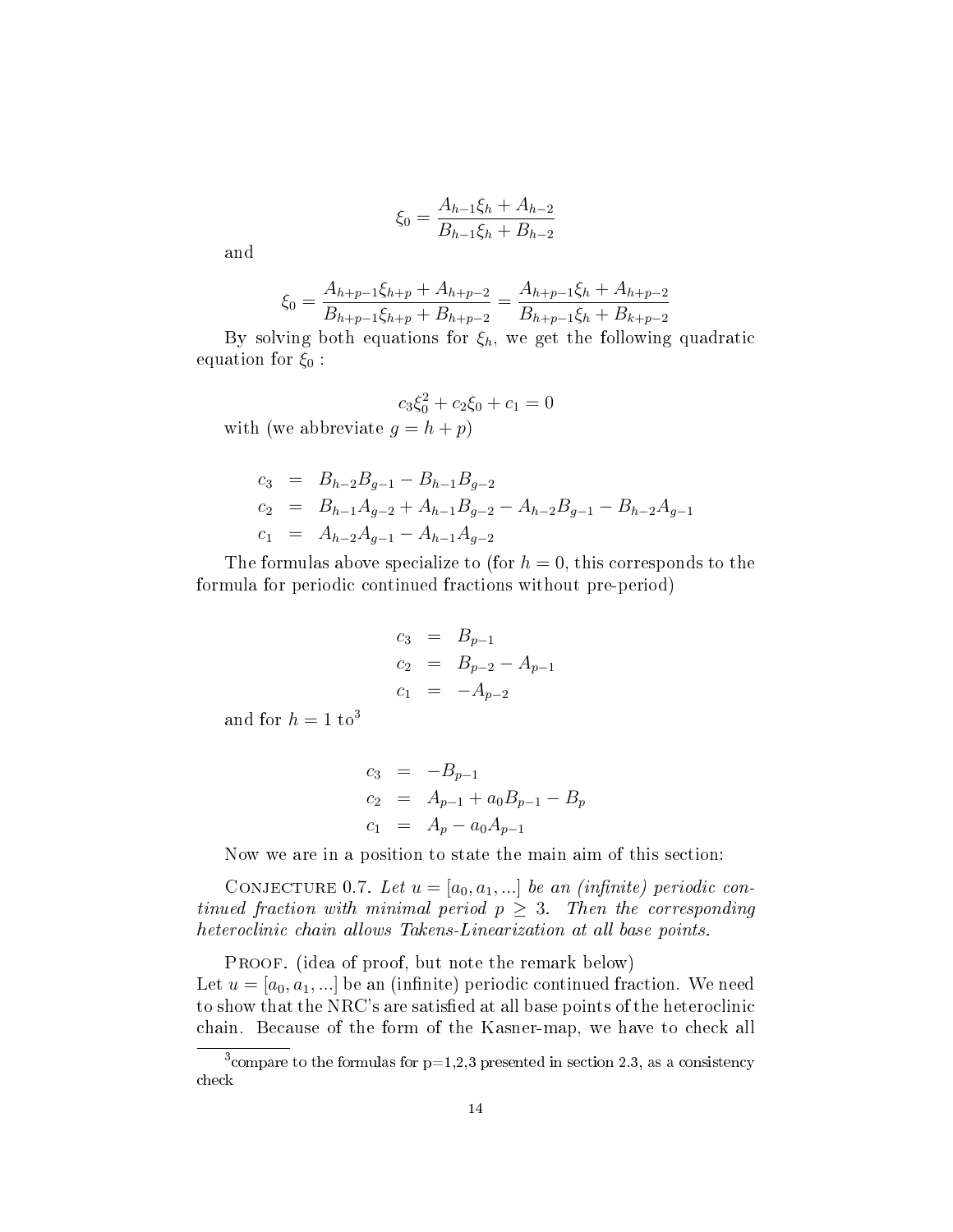$$\xi_0 = \frac{A_{h-1}\xi_h + A_{h-2}}{B_{h-1}\xi_h + B_{h-2}}$$

and

$$\xi_0 = \frac{A_{h+p-1}\xi_{h+p} + A_{h+p-2}}{B_{h+p-1}\xi_{h+p} + B_{h+p-2}} = \frac{A_{h+p-1}\xi_h + A_{h+p-2}}{B_{h+p-1}\xi_h + B_{k+p-2}}$$

By solving both equations for $\xi_h$, we get the following quadratic equation for $\xi_0$ :

$$c_3\xi_0^2 + c_2\xi_0 + c_1 = 0$$

with (we abbreviate $g = h + p$)

$$\begin{aligned}
c_3 &= B_{h-2}B_{g-1} - B_{h-1}B_{g-2} \\
c_2 &= B_{h-1}A_{g-2} + A_{h-1}B_{g-2} - A_{h-2}B_{g-1} - B_{h-2}A_{g-1} \\
c_1 &= A_{h-2}A_{g-1} - A_{h-1}A_{g-2}
\end{aligned}$$

The formulas above specialize to (for $h = 0$, this corresponds to the formula for periodic continued fractions without pre-period)

$$\begin{aligned}
c_3 &= B_{p-1} \\
c_2 &= B_{p-2} - A_{p-1} \\
c_1 &= -A_{p-2}
\end{aligned}$$

and for $h = 1$ to[3]

$$\begin{aligned}
c_3 &= -B_{p-1} \\
c_2 &= A_{p-1} + a_0B_{p-1} - B_p \\
c_1 &= A_p - a_0A_{p-1}
\end{aligned}$$

Now we are in a position to state the main aim of this section:

Conjecture 0.7. *Let $u = [a_0, a_1, ...]$ be an (infinite) periodic continued fraction with minimal period $p \geq 3$. Then the corresponding heteroclinic chain allows Takens-Linearization at all base points.*

Proof. (idea of proof, but note the remark below)
Let $u = [a_0, a_1, ...]$ be an (infinite) periodic continued fraction. We need to show that the NRC's are satisfied at all base points of the heteroclinic chain. Because of the form of the Kasner-map, we have to check all

[3] compare to the formulas for p=1,2,3 presented in section 2.3, as a consistency check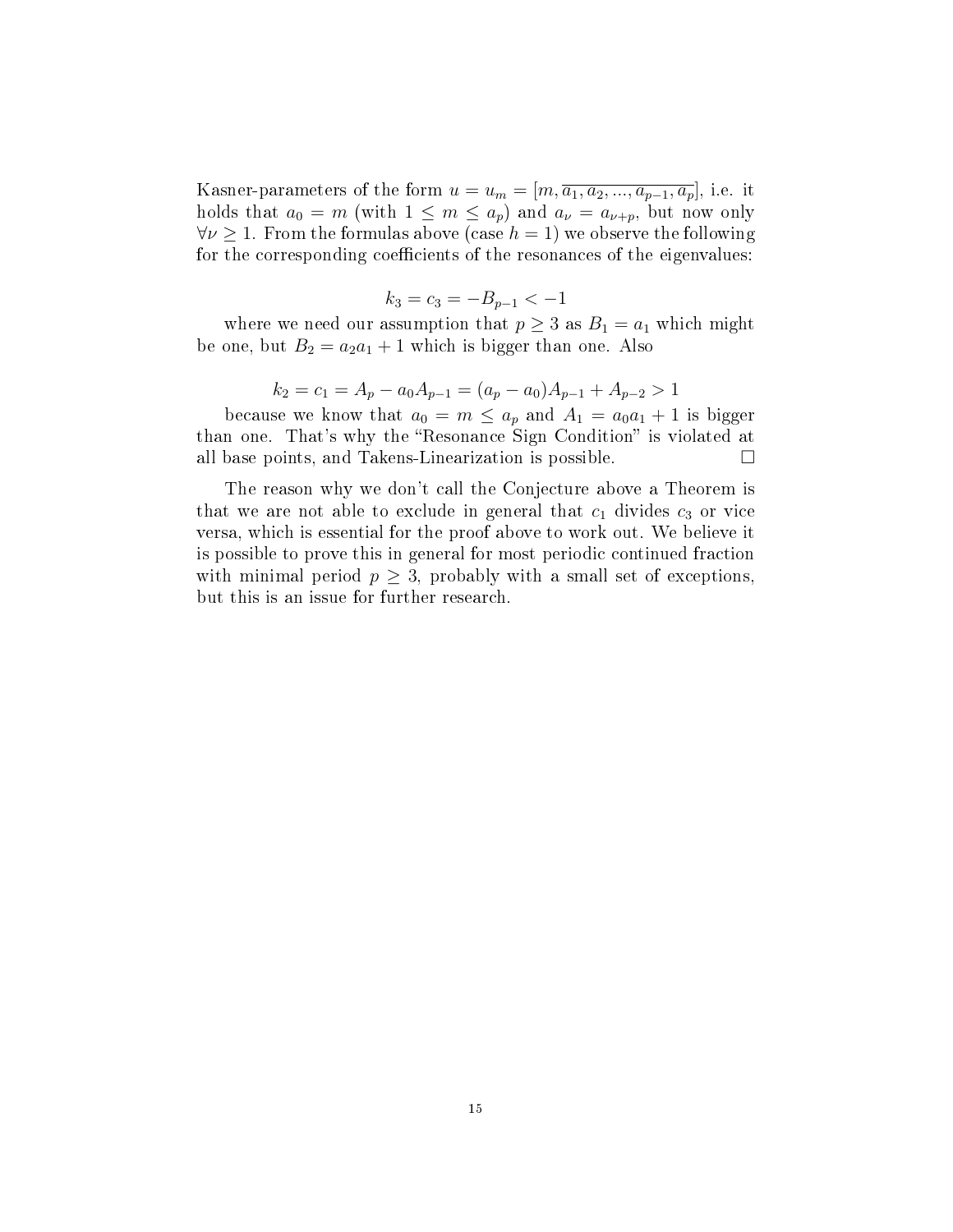Kasner-parameters of the form $u = u_m = [m, \overline{a_1, a_2, ..., a_{p-1}, a_p}]$, i.e. it holds that $a_0 = m$ (with $1 \leq m \leq a_p$) and $a_\nu = a_{\nu+p}$, but now only $\forall \nu \geq 1$. From the formulas above (case $h = 1$) we observe the following for the corresponding coefficients of the resonances of the eigenvalues:

$$k_3 = c_3 = -B_{p-1} < -1$$

where we need our assumption that $p \geq 3$ as $B_1 = a_1$ which might be one, but $B_2 = a_2 a_1 + 1$ which is bigger than one. Also

$$k_2 = c_1 = A_p - a_0 A_{p-1} = (a_p - a_0) A_{p-1} + A_{p-2} > 1$$

because we know that $a_0 = m \leq a_p$ and $A_1 = a_0 a_1 + 1$ is bigger than one. That's why the "Resonance Sign Condition" is violated at all base points, and Takens-Linearization is possible. □

The reason why we don't call the Conjecture above a Theorem is that we are not able to exclude in general that $c_1$ divides $c_3$ or vice versa, which is essential for the proof above to work out. We believe it is possible to prove this in general for most periodic continued fraction with minimal period $p \geq 3$, probably with a small set of exceptions, but this is an issue for further research.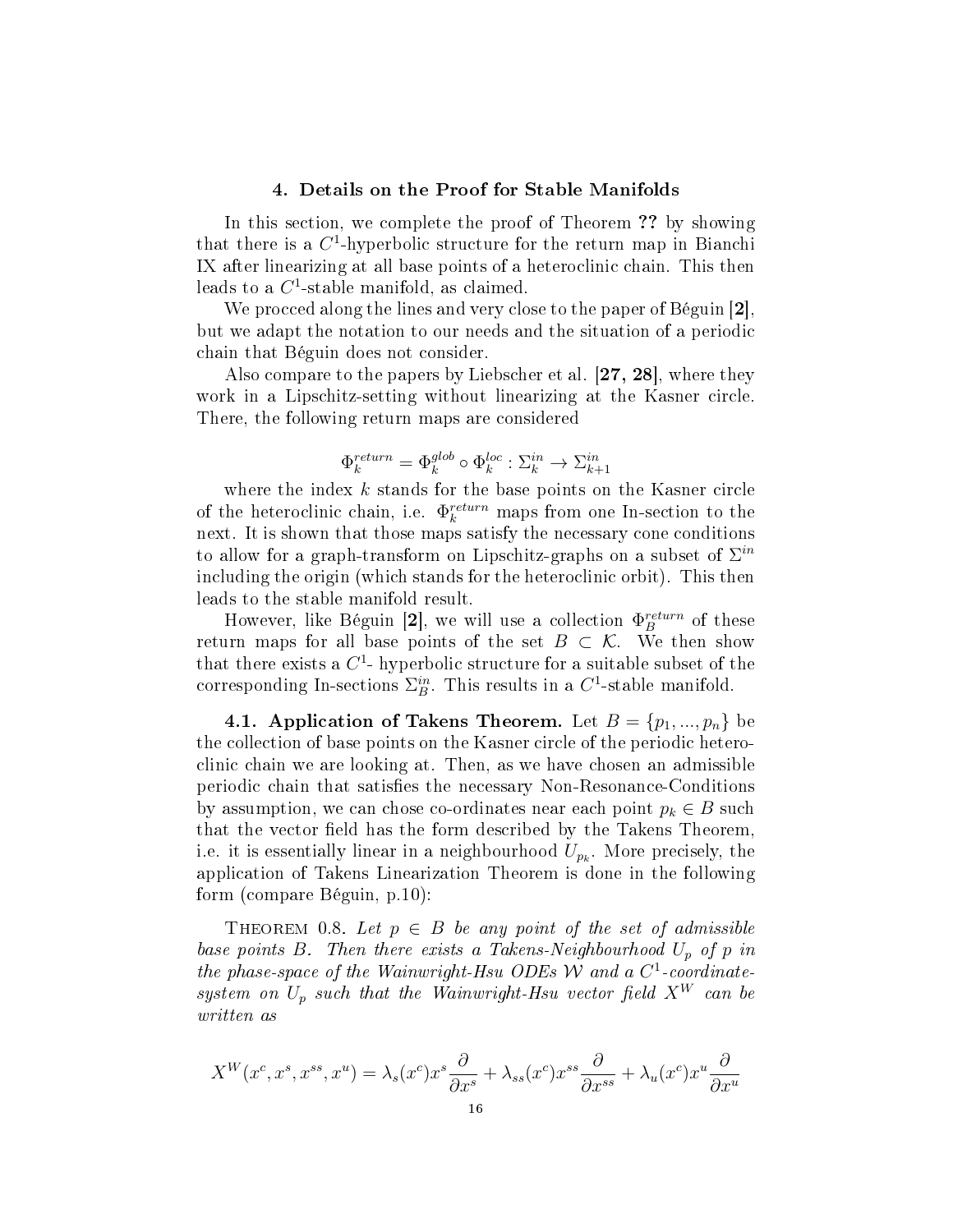## 4. Details on the Proof for Stable Manifolds

In this section, we complete the proof of Theorem **??** by showing that there is a $C^1$-hyperbolic structure for the return map in Bianchi IX after linearizing at all base points of a heteroclinic chain. This then leads to a $C^1$-stable manifold, as claimed.

We procced along the lines and very close to the paper of Béguin **[2]**, but we adapt the notation to our needs and the situation of a periodic chain that Béguin does not consider.

Also compare to the papers by Liebscher et al. **[27, 28]**, where they work in a Lipschitz-setting without linearizing at the Kasner circle. There, the following return maps are considered

$$\Phi_k^{return} = \Phi_k^{glob} \circ \Phi_k^{loc} : \Sigma_k^{in} \to \Sigma_{k+1}^{in}$$

where the index $k$ stands for the base points on the Kasner circle of the heteroclinic chain, i.e. $\Phi_k^{return}$ maps from one In-section to the next. It is shown that those maps satisfy the necessary cone conditions to allow for a graph-transform on Lipschitz-graphs on a subset of $\Sigma^{in}$ including the origin (which stands for the heteroclinic orbit). This then leads to the stable manifold result.

However, like Béguin **[2]**, we will use a collection $\Phi_B^{return}$ of these return maps for all base points of the set $B \subset \mathcal{K}$. We then show that there exists a $C^1$- hyperbolic structure for a suitable subset of the corresponding In-sections $\Sigma_B^{in}$. This results in a $C^1$-stable manifold.

**4.1. Application of Takens Theorem.** Let $B = \{p_1, ..., p_n\}$ be the collection of base points on the Kasner circle of the periodic heteroclinic chain we are looking at. Then, as we have chosen an admissible periodic chain that satisfies the necessary Non-Resonance-Conditions by assumption, we can chose co-ordinates near each point $p_k \in B$ such that the vector field has the form described by the Takens Theorem, i.e. it is essentially linear in a neighbourhood $U_{p_k}$. More precisely, the application of Takens Linearization Theorem is done in the following form (compare Béguin, p.10):

Theorem 0.8. *Let $p \in B$ be any point of the set of admissible base points $B$. Then there exists a Takens-Neighbourhood $U_p$ of $p$ in the phase-space of the Wainwright-Hsu ODEs $\mathcal{W}$ and a $C^1$-coordinate-system on $U_p$ such that the Wainwright-Hsu vector field $X^W$ can be written as*

$$X^W(x^c, x^s, x^{ss}, x^u) = \lambda_s(x^c)x^s \frac{\partial}{\partial x^s} + \lambda_{ss}(x^c)x^{ss} \frac{\partial}{\partial x^{ss}} + \lambda_u(x^c)x^u \frac{\partial}{\partial x^u}$$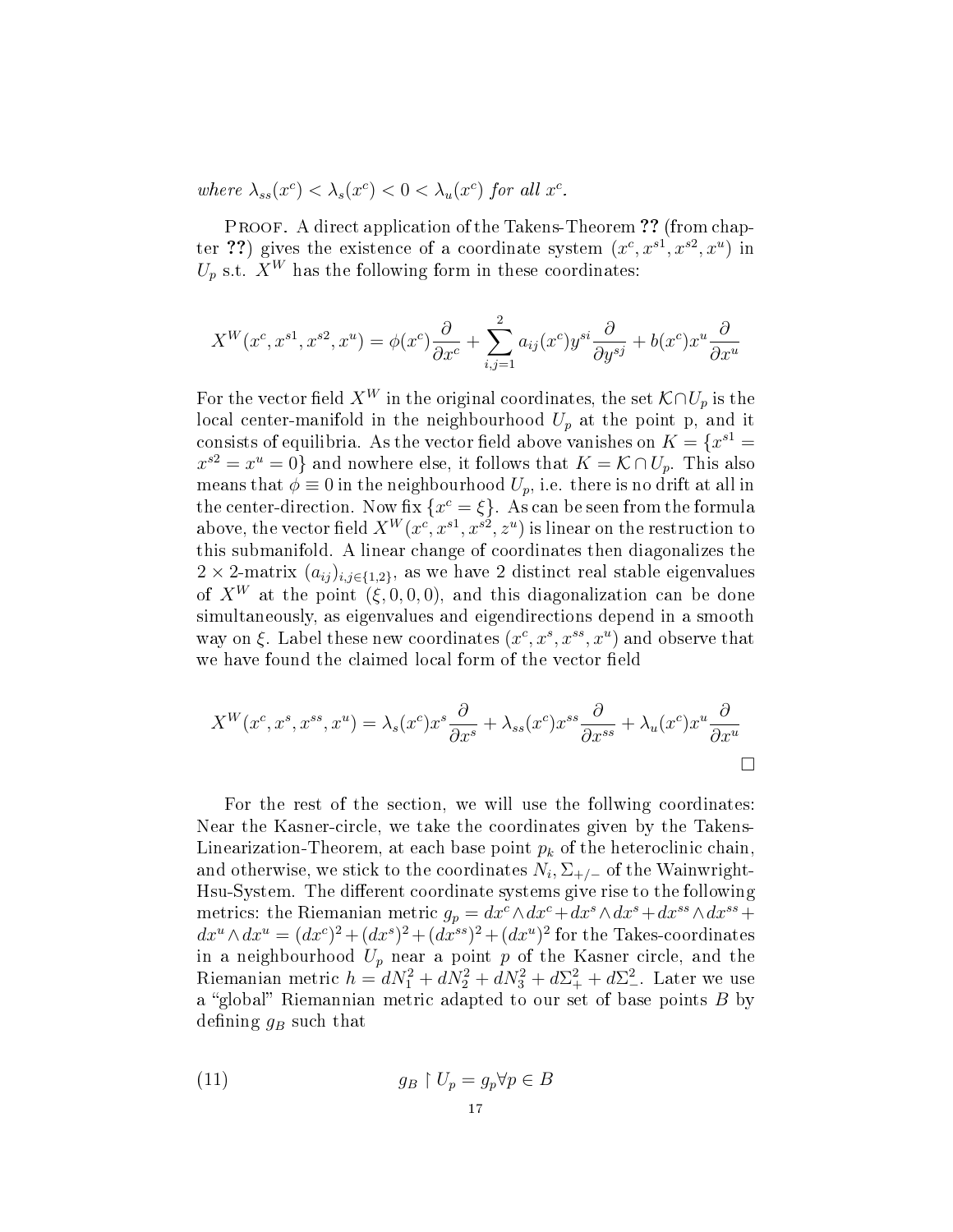*where $\lambda_{ss}(x^c) < \lambda_s(x^c) < 0 < \lambda_u(x^c)$ for all $x^c$.*

PROOF. A direct application of the Takens-Theorem **??** (from chapter **??**) gives the existence of a coordinate system $(x^c, x^{s1}, x^{s2}, x^u)$ in $U_p$ s.t. $X^W$ has the following form in these coordinates:

$$X^W(x^c, x^{s1}, x^{s2}, x^u) = \phi(x^c)\frac{\partial}{\partial x^c} + \sum_{i,j=1}^{2} a_{ij}(x^c) y^{si}\frac{\partial}{\partial y^{sj}} + b(x^c)x^u\frac{\partial}{\partial x^u}$$

For the vector field $X^W$ in the original coordinates, the set $\mathcal{K} \cap U_p$ is the local center-manifold in the neighbourhood $U_p$ at the point p, and it consists of equilibria. As the vector field above vanishes on $K = \{x^{s1} = x^{s2} = x^u = 0\}$ and nowhere else, it follows that $K = \mathcal{K} \cap U_p$. This also means that $\phi \equiv 0$ in the neighbourhood $U_p$, i.e. there is no drift at all in the center-direction. Now fix $\{x^c = \xi\}$. As can be seen from the formula above, the vector field $X^W(x^c, x^{s1}, x^{s2}, z^u)$ is linear on the restruction to this submanifold. A linear change of coordinates then diagonalizes the $2 \times 2$-matrix $(a_{ij})_{i,j \in \{1,2\}}$, as we have 2 distinct real stable eigenvalues of $X^W$ at the point $(\xi, 0, 0, 0)$, and this diagonalization can be done simultaneously, as eigenvalues and eigendirections depend in a smooth way on $\xi$. Label these new coordinates $(x^c, x^s, x^{ss}, x^u)$ and observe that we have found the claimed local form of the vector field

$$X^W(x^c, x^s, x^{ss}, x^u) = \lambda_s(x^c)x^s\frac{\partial}{\partial x^s} + \lambda_{ss}(x^c)x^{ss}\frac{\partial}{\partial x^{ss}} + \lambda_u(x^c)x^u\frac{\partial}{\partial x^u}$$

$\square$

For the rest of the section, we will use the follwing coordinates: Near the Kasner-circle, we take the coordinates given by the Takens-Linearization-Theorem, at each base point $p_k$ of the heteroclinic chain, and otherwise, we stick to the coordinates $N_i, \Sigma_{+/-}$ of the Wainwright-Hsu-System. The different coordinate systems give rise to the following metrics: the Riemanian metric $g_p = dx^c \wedge dx^c + dx^s \wedge dx^s + dx^{ss} \wedge dx^{ss} + dx^u \wedge dx^u = (dx^c)^2 + (dx^s)^2 + (dx^{ss})^2 + (dx^u)^2$ for the Takes-coordinates in a neighbourhood $U_p$ near a point $p$ of the Kasner circle, and the Riemanian metric $h = dN_1^2 + dN_2^2 + dN_3^2 + d\Sigma_+^2 + d\Sigma_-^2$. Later we use a "global" Riemannian metric adapted to our set of base points $B$ by defining $g_B$ such that

$$g_B \restriction U_p = g_p \forall p \in B \tag{11}$$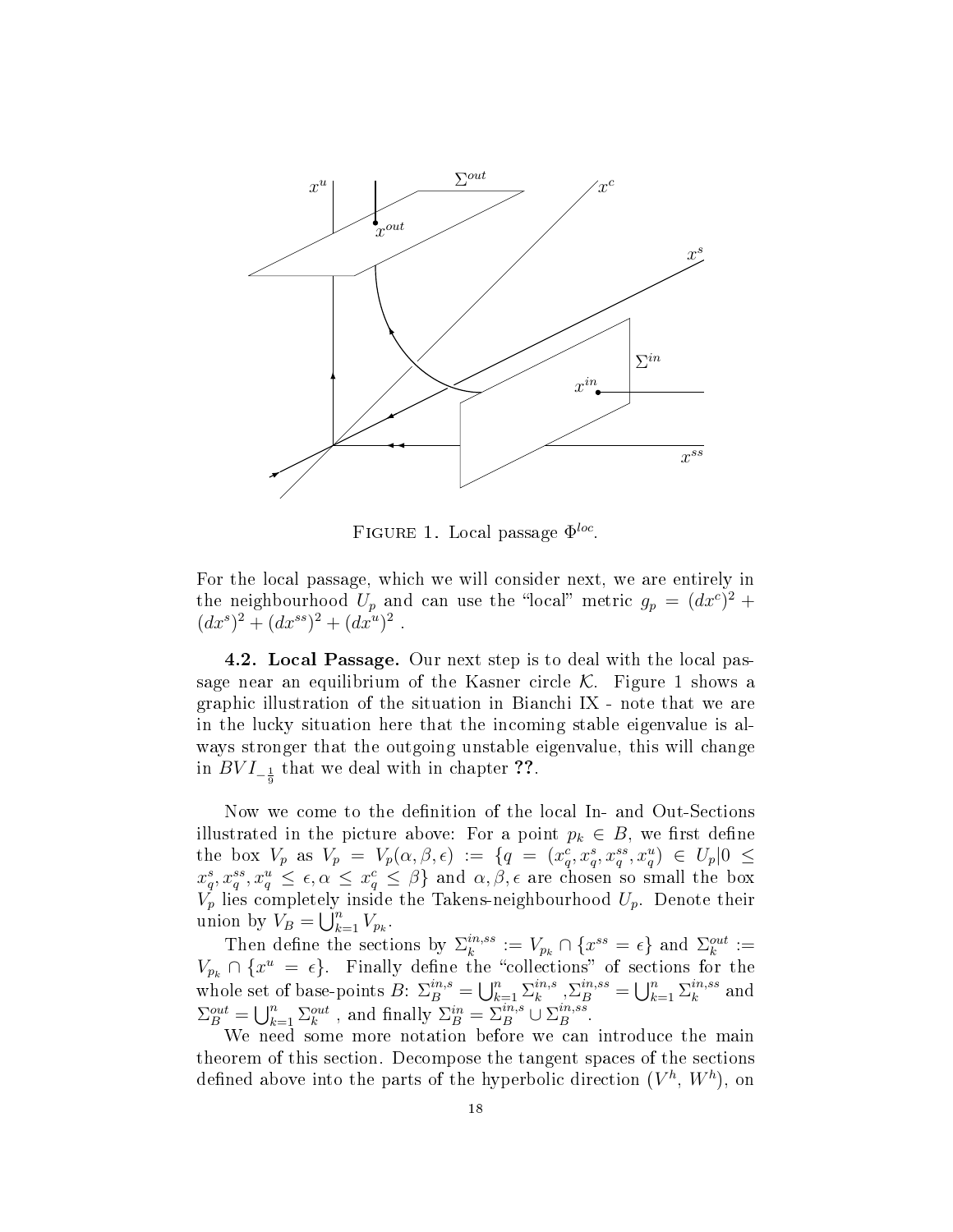FIGURE 1. Local passage $\Phi^{loc}$.

For the local passage, which we will consider next, we are entirely in the neighbourhood $U_p$ and can use the "local" metric $g_p = (dx^c)^2 + (dx^s)^2 + (dx^{ss})^2 + (dx^u)^2$ .

**4.2. Local Passage.** Our next step is to deal with the local passage near an equilibrium of the Kasner circle $\mathcal{K}$. Figure 1 shows a graphic illustration of the situation in Bianchi IX - note that we are in the lucky situation here that the incoming stable eigenvalue is always stronger that the outgoing unstable eigenvalue, this will change in $BVI_{-\frac{1}{9}}$ that we deal with in chapter **??**.

Now we come to the definition of the local In- and Out-Sections illustrated in the picture above: For a point $p_k \in B$, we first define the box $V_p$ as $V_p = V_p(\alpha, \beta, \epsilon) := \{q = (x^c_q, x^s_q, x^{ss}_q, x^u_q) \in U_p | 0 \leq x^s_q, x^{ss}_q, x^u_q \leq \epsilon, \alpha \leq x^c_q \leq \beta\}$ and $\alpha, \beta, \epsilon$ are chosen so small the box $V_p$ lies completely inside the Takens-neighbourhood $U_p$. Denote their union by $V_B = \bigcup_{k=1}^n V_{p_k}$.

Then define the sections by $\Sigma_k^{in,ss} := V_{p_k} \cap \{x^{ss} = \epsilon\}$ and $\Sigma_k^{out} := V_{p_k} \cap \{x^u = \epsilon\}$. Finally define the "collections" of sections for the whole set of base-points $B$: $\Sigma_B^{in,s} = \bigcup_{k=1}^n \Sigma_k^{in,s}$ ,$\Sigma_B^{in,ss} = \bigcup_{k=1}^n \Sigma_k^{in,ss}$ and $\Sigma_B^{out} = \bigcup_{k=1}^n \Sigma_k^{out}$ , and finally $\Sigma_B^{in} = \Sigma_B^{in,s} \cup \Sigma_B^{in,ss}$.

We need some more notation before we can introduce the main theorem of this section. Decompose the tangent spaces of the sections defined above into the parts of the hyperbolic direction ($V^h$, $W^h$), on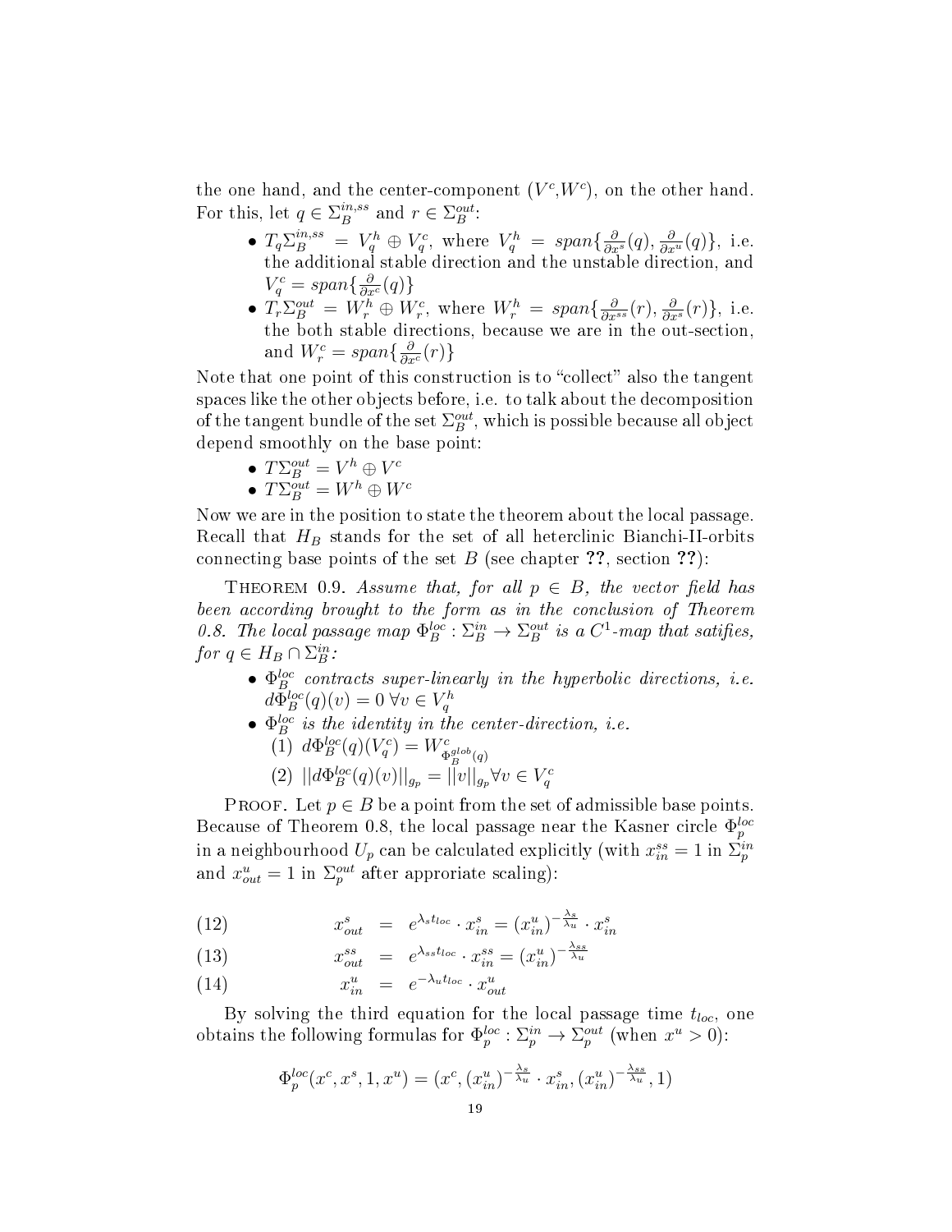the one hand, and the center-component ($V^c$,$W^c$), on the other hand. For this, let $q \in \Sigma_B^{in,ss}$ and $r \in \Sigma_B^{out}$:

- $T_q\Sigma_B^{in,ss} = V_q^h \oplus V_q^c$, where $V_q^h = span\{\frac{\partial}{\partial x^s}(q), \frac{\partial}{\partial x^u}(q)\}$, i.e. the additional stable direction and the unstable direction, and $V_q^c = span\{\frac{\partial}{\partial x^c}(q)\}$
- $T_r\Sigma_B^{out} = W_r^h \oplus W_r^c$, where $W_r^h = span\{\frac{\partial}{\partial x^{ss}}(r), \frac{\partial}{\partial x^s}(r)\}$, i.e. the both stable directions, because we are in the out-section, and $W_r^c = span\{\frac{\partial}{\partial x^c}(r)\}$

Note that one point of this construction is to "collect" also the tangent spaces like the other objects before, i.e. to talk about the decomposition of the tangent bundle of the set $\Sigma_B^{out}$, which is possible because all object depend smoothly on the base point:

- $T\Sigma_B^{out} = V^h \oplus V^c$
- $T\Sigma_B^{out} = W^h \oplus W^c$

Now we are in the position to state the theorem about the local passage. Recall that $H_B$ stands for the set of all heterclinic Bianchi-II-orbits connecting base points of the set $B$ (see chapter **??**, section **??**):

Theorem 0.9. *Assume that, for all $p \in B$, the vector field has been according brought to the form as in the conclusion of Theorem 0.8. The local passage map $\Phi_B^{loc} : \Sigma_B^{in} \to \Sigma_B^{out}$ is a $C^1$-map that satifies, for $q \in H_B \cap \Sigma_B^{in}$:*

- *$\Phi_B^{loc}$ contracts super-linearly in the hyperbolic directions, i.e. $d\Phi_B^{loc}(q)(v) = 0 \; \forall v \in V_q^h$*
- *$\Phi_B^{loc}$ is the identity in the center-direction, i.e.*
  (1) $d\Phi_B^{loc}(q)(V_q^c) = W^c_{\Phi_B^{glob}(q)}$
  (2) $||d\Phi_B^{loc}(q)(v)||_{g_p} = ||v||_{g_p} \forall v \in V_q^c$

Proof. Let $p \in B$ be a point from the set of admissible base points. Because of Theorem 0.8, the local passage near the Kasner circle $\Phi_p^{loc}$ in a neighbourhood $U_p$ can be calculated explicitly (with $x_{in}^{ss} = 1$ in $\Sigma_p^{in}$ and $x_{out}^u = 1$ in $\Sigma_p^{out}$ after approriate scaling):

$$x_{out}^s = e^{\lambda_s t_{loc}} \cdot x_{in}^s = (x_{in}^u)^{-\frac{\lambda_s}{\lambda_u}} \cdot x_{in}^s \tag{12}$$

$$x_{out}^{ss} = e^{\lambda_{ss} t_{loc}} \cdot x_{in}^{ss} = (x_{in}^u)^{-\frac{\lambda_{ss}}{\lambda_u}} \tag{13}$$

$$x_{in}^u = e^{-\lambda_u t_{loc}} \cdot x_{out}^u \tag{14}$$

By solving the third equation for the local passage time $t_{loc}$, one obtains the following formulas for $\Phi_p^{loc} : \Sigma_p^{in} \to \Sigma_p^{out}$ (when $x^u > 0$):

$$\Phi_p^{loc}(x^c, x^s, 1, x^u) = (x^c, (x_{in}^u)^{-\frac{\lambda_s}{\lambda_u}} \cdot x_{in}^s, (x_{in}^u)^{-\frac{\lambda_{ss}}{\lambda_u}}, 1)$$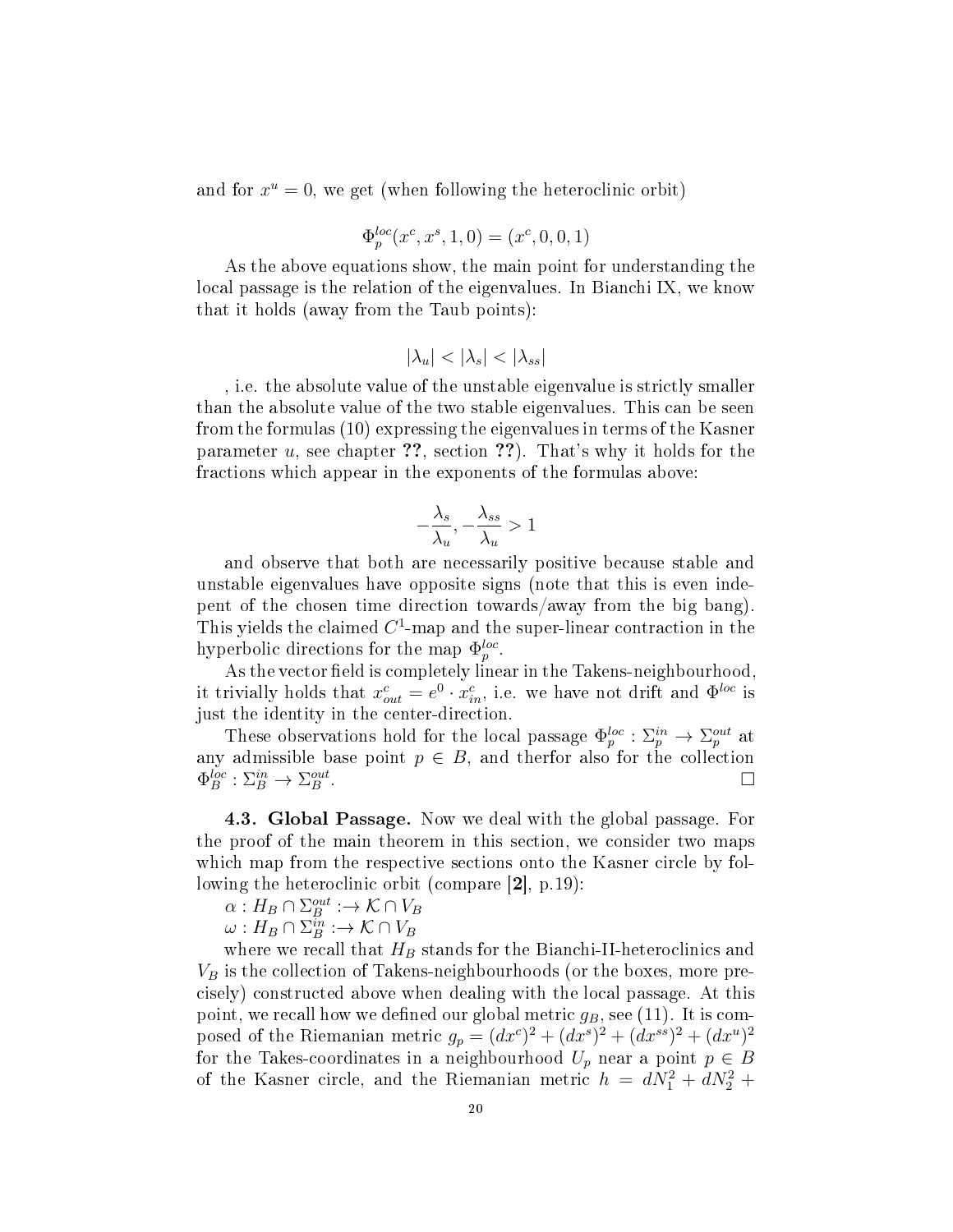and for $x^u = 0$, we get (when following the heteroclinic orbit)

$$\Phi_p^{loc}(x^c, x^s, 1, 0) = (x^c, 0, 0, 1)$$

As the above equations show, the main point for understanding the local passage is the relation of the eigenvalues. In Bianchi IX, we know that it holds (away from the Taub points):

$$|\lambda_u| < |\lambda_s| < |\lambda_{ss}|$$

, i.e. the absolute value of the unstable eigenvalue is strictly smaller than the absolute value of the two stable eigenvalues. This can be seen from the formulas (10) expressing the eigenvalues in terms of the Kasner parameter $u$, see chapter **??**, section **??**). That's why it holds for the fractions which appear in the exponents of the formulas above:

$$-\frac{\lambda_s}{\lambda_u}, -\frac{\lambda_{ss}}{\lambda_u} > 1$$

and observe that both are necessarily positive because stable and unstable eigenvalues have opposite signs (note that this is even indepent of the chosen time direction towards/away from the big bang). This yields the claimed $C^1$-map and the super-linear contraction in the hyperbolic directions for the map $\Phi_p^{loc}$.

As the vector field is completely linear in the Takens-neighbourhood, it trivially holds that $x_{out}^c = e^0 \cdot x_{in}^c$, i.e. we have not drift and $\Phi^{loc}$ is just the identity in the center-direction.

These observations hold for the local passage $\Phi_p^{loc} : \Sigma_p^{in} \to \Sigma_p^{out}$ at any admissible base point $p \in B$, and therfor also for the collection $\Phi_B^{loc} : \Sigma_B^{in} \to \Sigma_B^{out}$. □

**4.3. Global Passage.** Now we deal with the global passage. For the proof of the main theorem in this section, we consider two maps which map from the respective sections onto the Kasner circle by following the heteroclinic orbit (compare **[2]**, p.19):

$\alpha : H_B \cap \Sigma_B^{out} :\to \mathcal{K} \cap V_B$

$\omega : H_B \cap \Sigma_B^{in} :\to \mathcal{K} \cap V_B$

where we recall that $H_B$ stands for the Bianchi-II-heteroclinics and $V_B$ is the collection of Takens-neighbourhoods (or the boxes, more precisely) constructed above when dealing with the local passage. At this point, we recall how we defined our global metric $g_B$, see (11). It is composed of the Riemanian metric $g_p = (dx^c)^2 + (dx^s)^2 + (dx^{ss})^2 + (dx^u)^2$ for the Takes-coordinates in a neighbourhood $U_p$ near a point $p \in B$ of the Kasner circle, and the Riemanian metric $h = dN_1^2 + dN_2^2 +$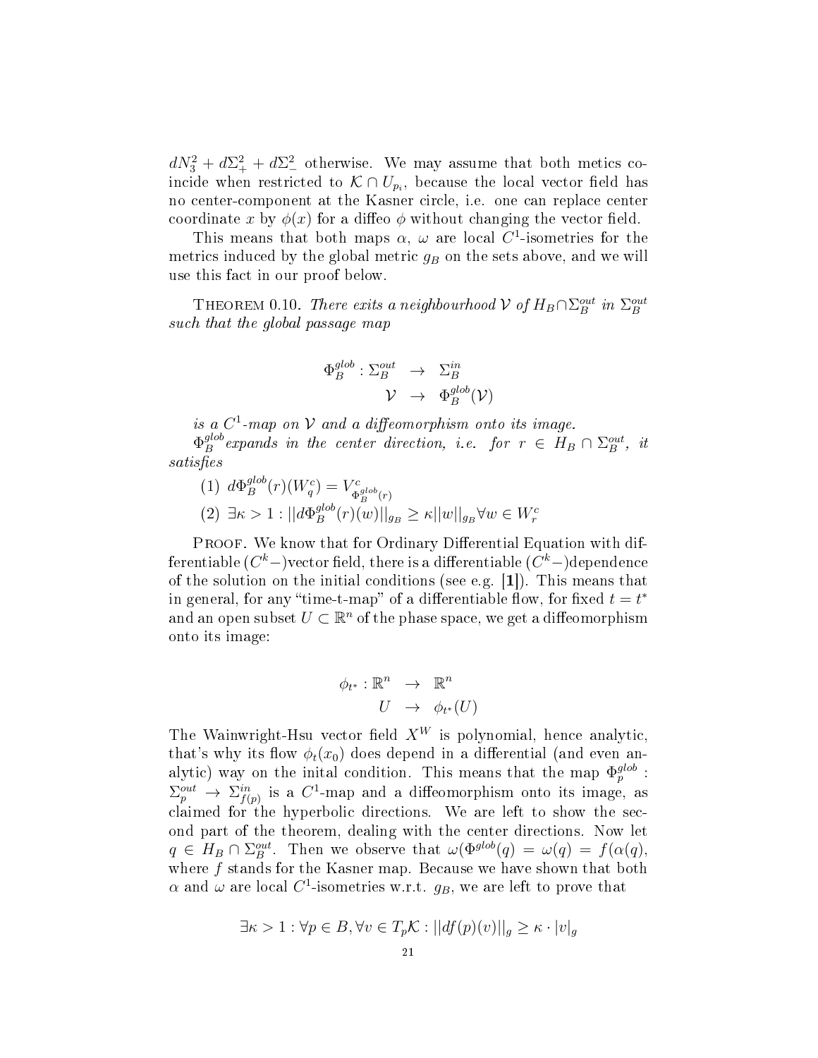$dN_3^2 + d\Sigma_+^2 + d\Sigma_-^2$ otherwise. We may assume that both metics coincide when restricted to $\mathcal{K} \cap U_{p_i}$, because the local vector field has no center-component at the Kasner circle, i.e. one can replace center coordinate $x$ by $\phi(x)$ for a diffeo $\phi$ without changing the vector field.

This means that both maps $\alpha$, $\omega$ are local $C^1$-isometries for the metrics induced by the global metric $g_B$ on the sets above, and we will use this fact in our proof below.

Theorem 0.10. *There exits a neighbourhood $\mathcal{V}$ of $H_B \cap \Sigma_B^{out}$ in $\Sigma_B^{out}$ such that the global passage map*

$$\begin{array}{rcl} \Phi_B^{glob} : \Sigma_B^{out} & \rightarrow & \Sigma_B^{in} \\ \mathcal{V} & \rightarrow & \Phi_B^{glob}(\mathcal{V}) \end{array}$$

*is a $C^1$-map on $\mathcal{V}$ and a diffeomorphism onto its image.*

*$\Phi_B^{glob}$ expands in the center direction, i.e. for $r \in H_B \cap \Sigma_B^{out}$, it satisfies*

(1) $d\Phi_B^{glob}(r)(W_q^c) = V_{\Phi_B^{glob}(r)}^c$

(2) $\exists \kappa > 1 : ||d\Phi_B^{glob}(r)(w)||_{g_B} \geq \kappa ||w||_{g_B} \forall w \in W_r^c$

Proof. We know that for Ordinary Differential Equation with differentiable ($C^k-$)vector field, there is a differentiable ($C^k-$)dependence of the solution on the initial conditions (see e.g. [**1**]). This means that in general, for any "time-t-map" of a differentiable flow, for fixed $t = t^*$ and an open subset $U \subset \mathbb{R}^n$ of the phase space, we get a diffeomorphism onto its image:

$$\begin{array}{rcl} \phi_{t^*} : \mathbb{R}^n & \rightarrow & \mathbb{R}^n \\ U & \rightarrow & \phi_{t^*}(U) \end{array}$$

The Wainwright-Hsu vector field $X^W$ is polynomial, hence analytic, that's why its flow $\phi_t(x_0)$ does depend in a differential (and even analytic) way on the inital condition. This means that the map $\Phi_p^{glob} : \Sigma_p^{out} \rightarrow \Sigma_{f(p)}^{in}$ is a $C^1$-map and a diffeomorphism onto its image, as claimed for the hyperbolic directions. We are left to show the second part of the theorem, dealing with the center directions. Now let $q \in H_B \cap \Sigma_B^{out}$. Then we observe that $\omega(\Phi^{glob}(q) = \omega(q) = f(\alpha(q)$, where $f$ stands for the Kasner map. Because we have shown that both $\alpha$ and $\omega$ are local $C^1$-isometries w.r.t. $g_B$, we are left to prove that

$$\exists \kappa > 1 : \forall p \in B, \forall v \in T_p\mathcal{K} : ||df(p)(v)||_g \geq \kappa \cdot |v|_g$$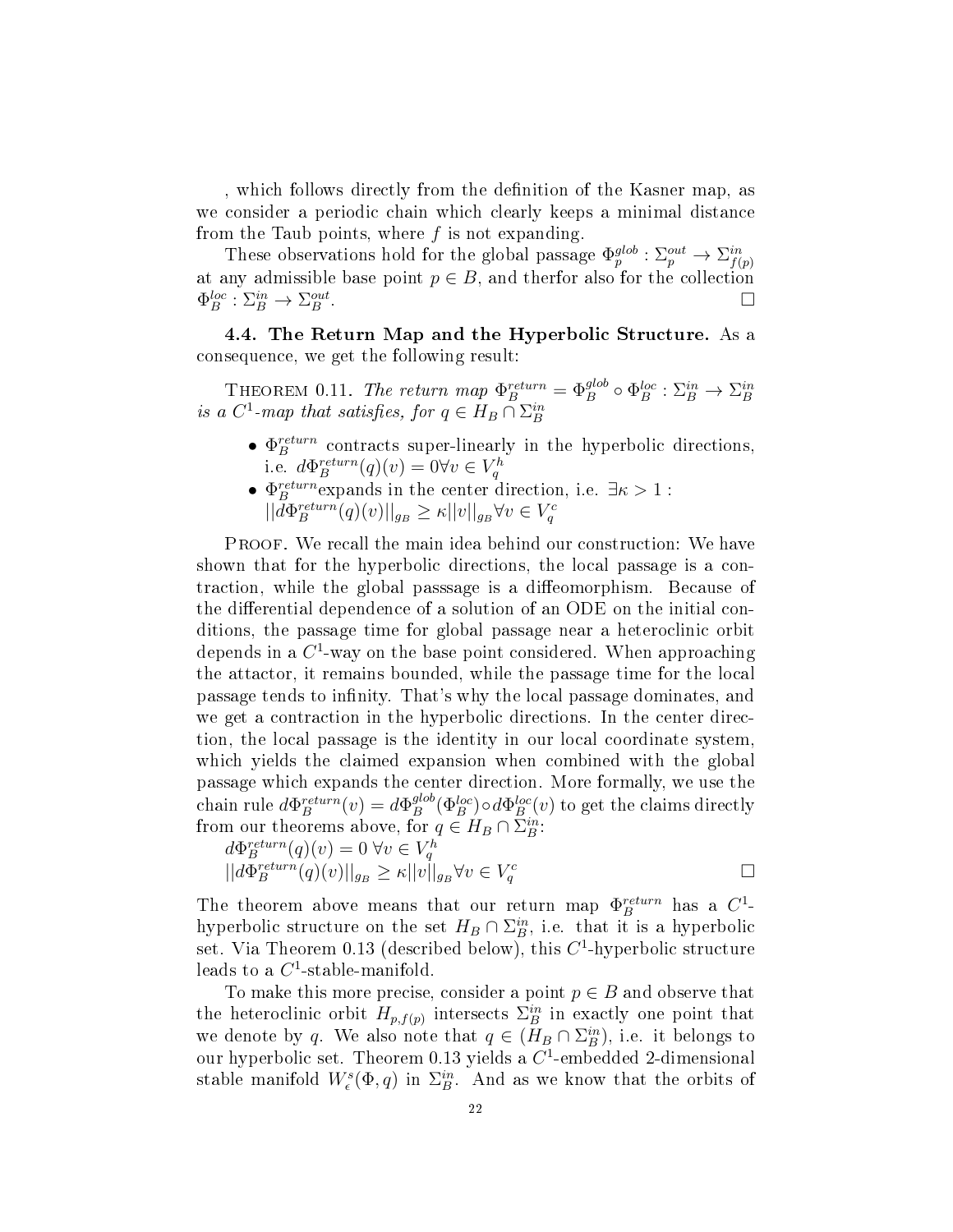, which follows directly from the definition of the Kasner map, as we consider a periodic chain which clearly keeps a minimal distance from the Taub points, where $f$ is not expanding.

These observations hold for the global passage $\Phi_p^{glob} : \Sigma_p^{out} \to \Sigma_{f(p)}^{in}$ at any admissible base point $p \in B$, and therfor also for the collection $\Phi_B^{loc} : \Sigma_B^{in} \to \Sigma_B^{out}$. $\square$

**4.4. The Return Map and the Hyperbolic Structure.** As a consequence, we get the following result:

THEOREM 0.11. *The return map $\Phi_B^{return} = \Phi_B^{glob} \circ \Phi_B^{loc} : \Sigma_B^{in} \to \Sigma_B^{in}$ is a $C^1$-map that satisfies, for $q \in H_B \cap \Sigma_B^{in}$*

- $\Phi_B^{return}$ *contracts super-linearly in the hyperbolic directions, i.e. $d\Phi_B^{return}(q)(v) = 0 \forall v \in V_q^h$*
- $\Phi_B^{return}$*expands in the center direction, i.e. $\exists \kappa > 1$ : $||d\Phi_B^{return}(q)(v)||_{g_B} \geq \kappa ||v||_{g_B} \forall v \in V_q^c$*

PROOF. We recall the main idea behind our construction: We have shown that for the hyperbolic directions, the local passage is a contraction, while the global passsage is a diffeomorphism. Because of the differential dependence of a solution of an ODE on the initial conditions, the passage time for global passage near a heteroclinic orbit depends in a $C^1$-way on the base point considered. When approaching the attactor, it remains bounded, while the passage time for the local passage tends to infinity. That's why the local passage dominates, and we get a contraction in the hyperbolic directions. In the center direction, the local passage is the identity in our local coordinate system, which yields the claimed expansion when combined with the global passage which expands the center direction. More formally, we use the chain rule $d\Phi_B^{return}(v) = d\Phi_B^{glob}(\Phi_B^{loc}) \circ d\Phi_B^{loc}(v)$ to get the claims directly from our theorems above, for $q \in H_B \cap \Sigma_B^{in}$:

$d\Phi_B^{return}(q)(v) = 0 \ \forall v \in V_q^h$

$||d\Phi_B^{return}(q)(v)||_{g_B} \geq \kappa ||v||_{g_B} \forall v \in V_q^c$ $\square$

The theorem above means that our return map $\Phi_B^{return}$ has a $C^1$-hyperbolic structure on the set $H_B \cap \Sigma_B^{in}$, i.e. that it is a hyperbolic set. Via Theorem 0.13 (described below), this $C^1$-hyperbolic structure leads to a $C^1$-stable-manifold.

To make this more precise, consider a point $p \in B$ and observe that the heteroclinic orbit $H_{p,f(p)}$ intersects $\Sigma_B^{in}$ in exactly one point that we denote by $q$. We also note that $q \in (H_B \cap \Sigma_B^{in})$, i.e. it belongs to our hyperbolic set. Theorem 0.13 yields a $C^1$-embedded 2-dimensional stable manifold $W_\epsilon^s(\Phi, q)$ in $\Sigma_B^{in}$. And as we know that the orbits of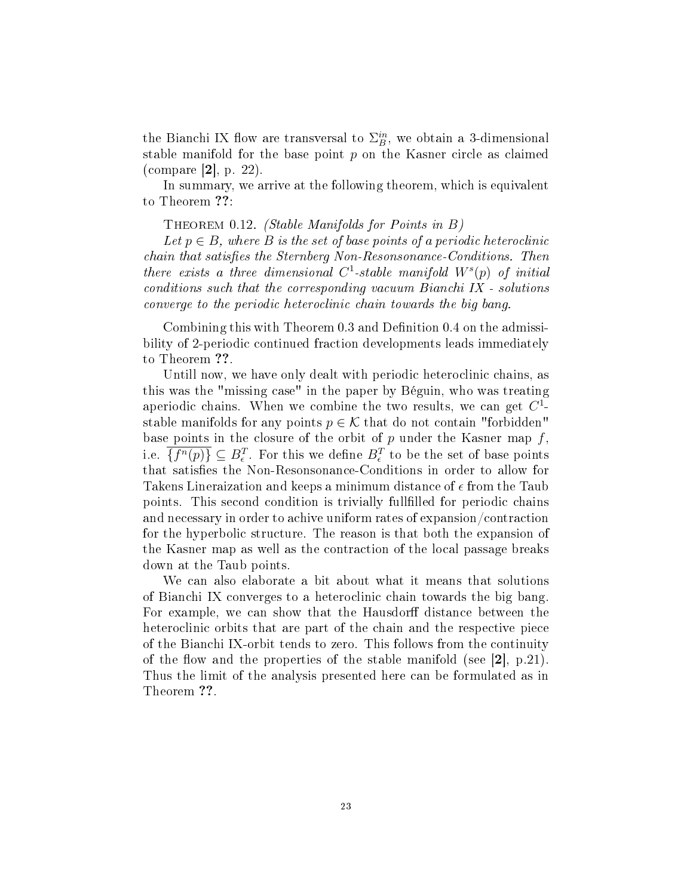the Bianchi IX flow are transversal to $\Sigma_B^{in}$, we obtain a 3-dimensional stable manifold for the base point $p$ on the Kasner circle as claimed (compare [**2**], p. 22).

In summary, we arrive at the following theorem, which is equivalent to Theorem **??**:

Theorem 0.12. *(Stable Manifolds for Points in B)*

*Let $p \in B$, where $B$ is the set of base points of a periodic heteroclinic chain that satisfies the Sternberg Non-Resonsonance-Conditions. Then there exists a three dimensional $C^1$-stable manifold $W^s(p)$ of initial conditions such that the corresponding vacuum Bianchi IX - solutions converge to the periodic heteroclinic chain towards the big bang.*

Combining this with Theorem 0.3 and Definition 0.4 on the admissibility of 2-periodic continued fraction developments leads immediately to Theorem **??**.

Untill now, we have only dealt with periodic heteroclinic chains, as this was the "missing case" in the paper by Béguin, who was treating aperiodic chains. When we combine the two results, we can get $C^1$-stable manifolds for any points $p \in \mathcal{K}$ that do not contain "forbidden" base points in the closure of the orbit of $p$ under the Kasner map $f$, i.e. $\overline{\{f^n(p)\}} \subseteq B_\epsilon^T$. For this we define $B_\epsilon^T$ to be the set of base points that satisfies the Non-Resonsonance-Conditions in order to allow for Takens Lineraization and keeps a minimum distance of $\epsilon$ from the Taub points. This second condition is trivially fullfilled for periodic chains and necessary in order to achive uniform rates of expansion/contraction for the hyperbolic structure. The reason is that both the expansion of the Kasner map as well as the contraction of the local passage breaks down at the Taub points.

We can also elaborate a bit about what it means that solutions of Bianchi IX converges to a heteroclinic chain towards the big bang. For example, we can show that the Hausdorff distance between the heteroclinic orbits that are part of the chain and the respective piece of the Bianchi IX-orbit tends to zero. This follows from the continuity of the flow and the properties of the stable manifold (see [**2**], p.21). Thus the limit of the analysis presented here can be formulated as in Theorem **??**.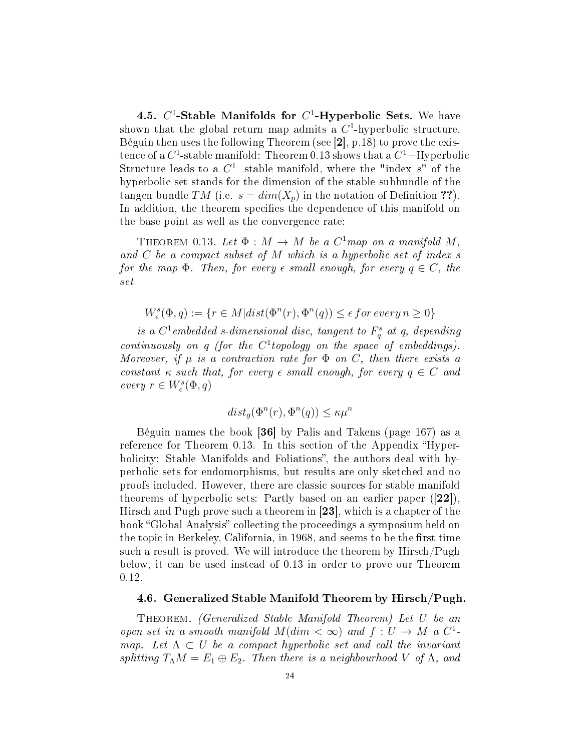### 4.5. $C^1$-Stable Manifolds for $C^1$-Hyperbolic Sets.

We have shown that the global return map admits a $C^1$-hyperbolic structure. Béguin then uses the following Theorem (see **[2]**, p.18) to prove the existence of a $C^1$-stable manifold: Theorem 0.13 shows that a $C^1-$Hyperbolic Structure leads to a $C^1$- stable manifold, where the "index $s$" of the hyperbolic set stands for the dimension of the stable subbundle of the tangen bundle $TM$ (i.e. $s = dim(X_p)$ in the notation of Definition **??**). In addition, the theorem specifies the dependence of this manifold on the base point as well as the convergence rate:

THEOREM 0.13. *Let $\Phi : M \to M$ be a $C^1$map on a manifold $M$, and $C$ be a compact subset of $M$ which is a hyperbolic set of index $s$ for the map $\Phi$. Then, for every $\epsilon$ small enough, for every $q \in C$, the set*

$$W^s_\epsilon(\Phi, q) := \{r \in M | dist(\Phi^n(r), \Phi^n(q)) \leq \epsilon \, for \, every \, n \geq 0\}$$

*is a $C^1$embedded s-dimensional disc, tangent to $F^s_q$ at $q$, depending continuously on $q$ (for the $C^1$topology on the space of embeddings). Moreover, if $\mu$ is a contraction rate for $\Phi$ on $C$, then there exists a constant $\kappa$ such that, for every $\epsilon$ small enough, for every $q \in C$ and every $r \in W^s_\epsilon(\Phi, q)$*

$$dist_g(\Phi^n(r), \Phi^n(q)) \leq \kappa\mu^n$$

Béguin names the book **[36]** by Palis and Takens (page 167) as a reference for Theorem 0.13. In this section of the Appendix "Hyperbolicity: Stable Manifolds and Foliations", the authors deal with hyperbolic sets for endomorphisms, but results are only sketched and no proofs included. However, there are classic sources for stable manifold theorems of hyperbolic sets: Partly based on an earlier paper (**[22]**), Hirsch and Pugh prove such a theorem in **[23]**, which is a chapter of the book "Global Analysis" collecting the proceedings a symposium held on the topic in Berkeley, California, in 1968, and seems to be the first time such a result is proved. We will introduce the theorem by Hirsch/Pugh below, it can be used instead of 0.13 in order to prove our Theorem 0.12.

### 4.6. Generalized Stable Manifold Theorem by Hirsch/Pugh.

THEOREM. *(Generalized Stable Manifold Theorem) Let $U$ be an open set in a smooth manifold $M(dim < \infty)$ and $f : U \to M$ a $C^1$-map. Let $\Lambda \subset U$ be a compact hyperbolic set and call the invariant splitting $T_\Lambda M = E_1 \oplus E_2$. Then there is a neighbourhood $V$ of $\Lambda$, and*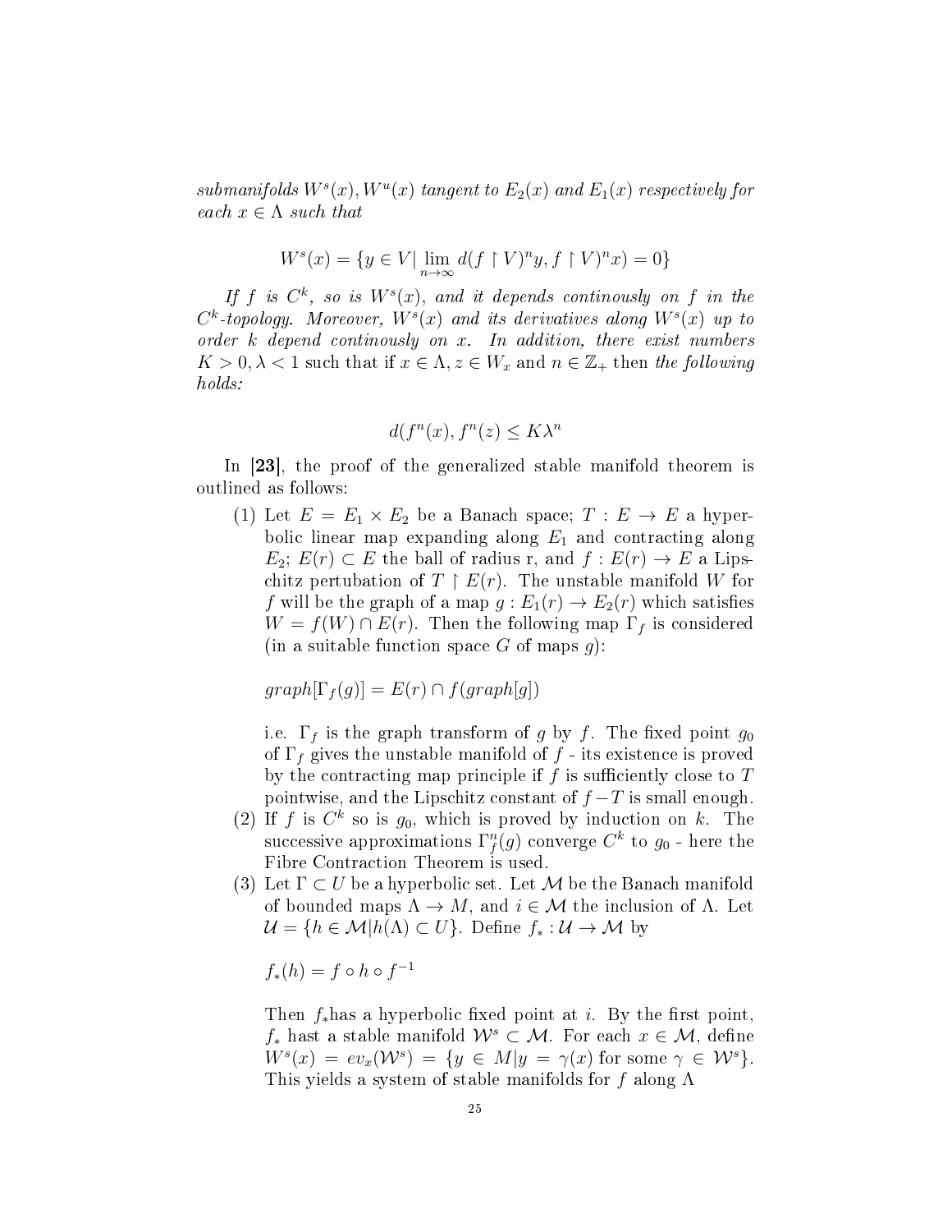*submanifolds $W^s(x), W^u(x)$ tangent to $E_2(x)$ and $E_1(x)$ respectively for each $x \in \Lambda$ such that*

$$W^s(x) = \{y \in V | \lim_{n\to\infty} d(f \upharpoonright V)^n y, f \upharpoonright V)^n x) = 0\}$$

*If $f$ is $C^k$, so is $W^s(x)$, and it depends continously on $f$ in the $C^k$-topology. Moreover, $W^s(x)$ and its derivatives along $W^s(x)$ up to order $k$ depend continously on $x$. In addition, there exist numbers* $K > 0, \lambda < 1$ such that if $x \in \Lambda, z \in W_x$ and $n \in \mathbb{Z}_+$ then *the following holds:*

$$d(f^n(x), f^n(z) \leq K\lambda^n$$

In **[23]**, the proof of the generalized stable manifold theorem is outlined as follows:

(1) Let $E = E_1 \times E_2$ be a Banach space; $T : E \to E$ a hyperbolic linear map expanding along $E_1$ and contracting along $E_2$; $E(r) \subset E$ the ball of radius r, and $f : E(r) \to E$ a Lipschitz pertubation of $T \upharpoonright E(r)$. The unstable manifold $W$ for $f$ will be the graph of a map $g : E_1(r) \to E_2(r)$ which satisfies $W = f(W) \cap E(r)$. Then the following map $\Gamma_f$ is considered (in a suitable function space $G$ of maps $g$):

   $graph[\Gamma_f(g)] = E(r) \cap f(graph[g])$

   i.e. $\Gamma_f$ is the graph transform of $g$ by $f$. The fixed point $g_0$ of $\Gamma_f$ gives the unstable manifold of $f$ - its existence is proved by the contracting map principle if $f$ is sufficiently close to $T$ pointwise, and the Lipschitz constant of $f - T$ is small enough.

(2) If $f$ is $C^k$ so is $g_0$, which is proved by induction on $k$. The successive approximations $\Gamma_f^n(g)$ converge $C^k$ to $g_0$ - here the Fibre Contraction Theorem is used.

(3) Let $\Gamma \subset U$ be a hyperbolic set. Let $\mathcal{M}$ be the Banach manifold of bounded maps $\Lambda \to M$, and $i \in \mathcal{M}$ the inclusion of $\Lambda$. Let $\mathcal{U} = \{h \in \mathcal{M} | h(\Lambda) \subset U\}$. Define $f_* : \mathcal{U} \to \mathcal{M}$ by

   $f_*(h) = f \circ h \circ f^{-1}$

   Then $f_*$has a hyperbolic fixed point at $i$. By the first point, $f_*$ hast a stable manifold $\mathcal{W}^s \subset \mathcal{M}$. For each $x \in \mathcal{M}$, define $W^s(x) = ev_x(\mathcal{W}^s) = \{y \in M | y = \gamma(x)$ for some $\gamma \in \mathcal{W}^s\}$. This yields a system of stable manifolds for $f$ along $\Lambda$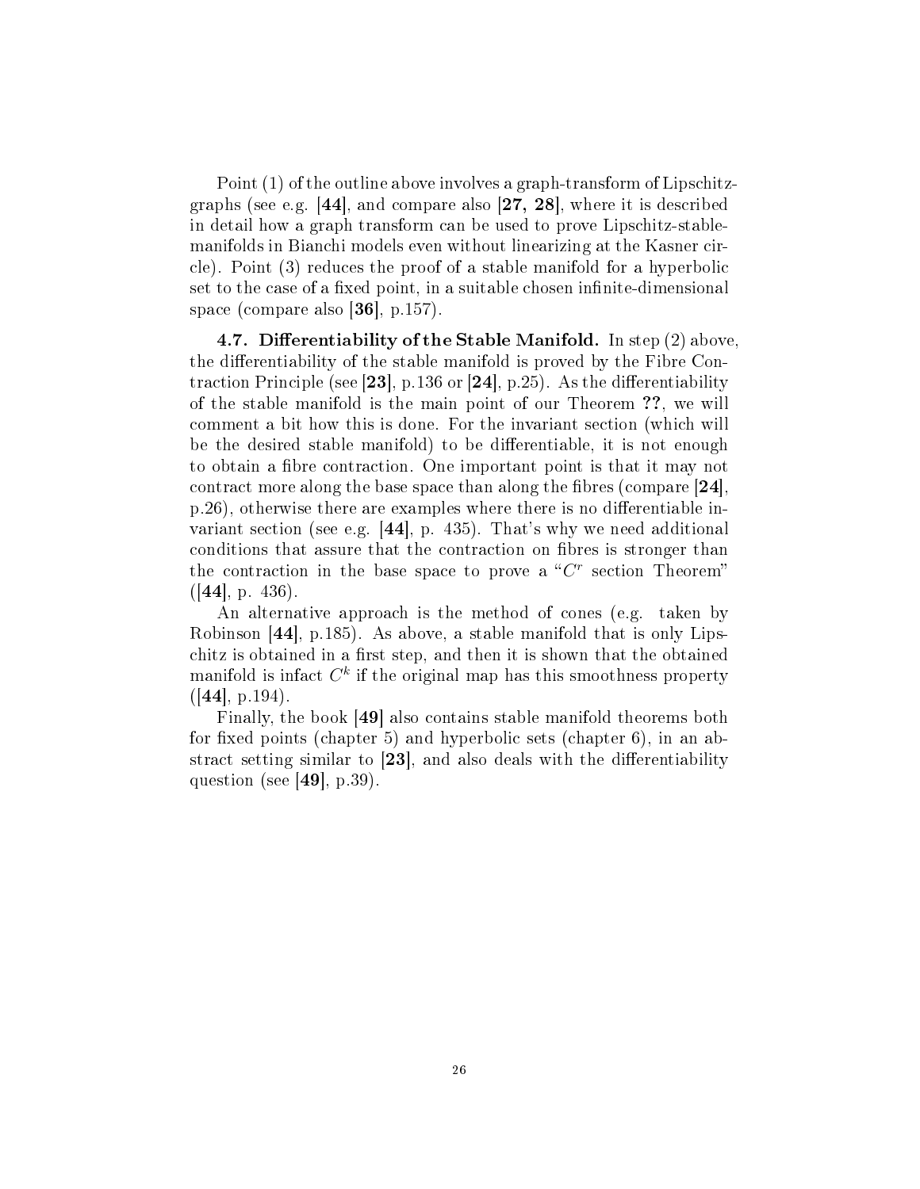Point (1) of the outline above involves a graph-transform of Lipschitz-graphs (see e.g. [**44**], and compare also [**27, 28**], where it is described in detail how a graph transform can be used to prove Lipschitz-stable-manifolds in Bianchi models even without linearizing at the Kasner circle). Point (3) reduces the proof of a stable manifold for a hyperbolic set to the case of a fixed point, in a suitable chosen infinite-dimensional space (compare also [**36**], p.157).

**4.7. Differentiability of the Stable Manifold.** In step (2) above, the differentiability of the stable manifold is proved by the Fibre Contraction Principle (see [**23**], p.136 or [**24**], p.25). As the differentiability of the stable manifold is the main point of our Theorem **??**, we will comment a bit how this is done. For the invariant section (which will be the desired stable manifold) to be differentiable, it is not enough to obtain a fibre contraction. One important point is that it may not contract more along the base space than along the fibres (compare [**24**], p.26), otherwise there are examples where there is no differentiable invariant section (see e.g. [**44**], p. 435). That's why we need additional conditions that assure that the contraction on fibres is stronger than the contraction in the base space to prove a "$C^r$ section Theorem" ([**44**], p. 436).

An alternative approach is the method of cones (e.g. taken by Robinson [**44**], p.185). As above, a stable manifold that is only Lipschitz is obtained in a first step, and then it is shown that the obtained manifold is infact $C^k$ if the original map has this smoothness property ([**44**], p.194).

Finally, the book [**49**] also contains stable manifold theorems both for fixed points (chapter 5) and hyperbolic sets (chapter 6), in an abstract setting similar to [**23**], and also deals with the differentiability question (see [**49**], p.39).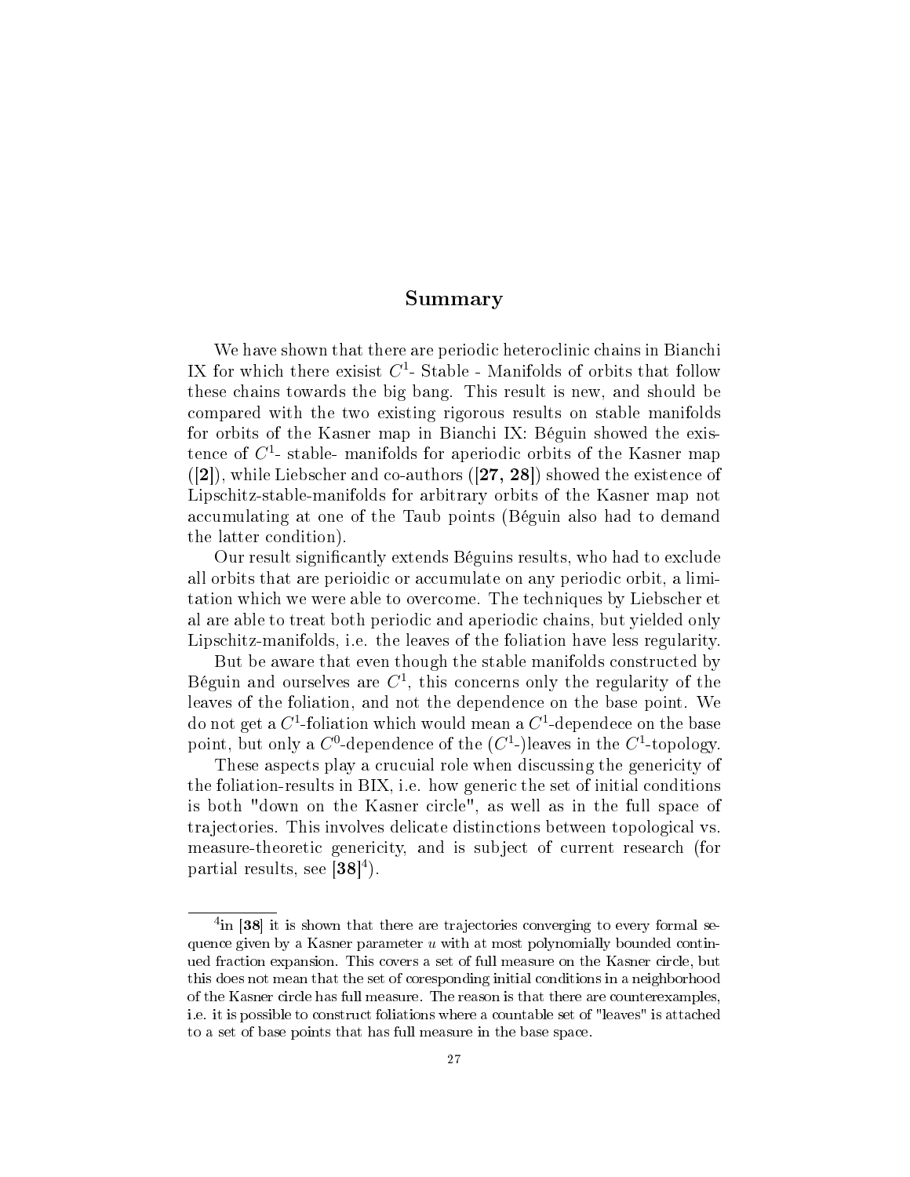## Summary

We have shown that there are periodic heteroclinic chains in Bianchi IX for which there exisist $C^1$- Stable - Manifolds of orbits that follow these chains towards the big bang. This result is new, and should be compared with the two existing rigorous results on stable manifolds for orbits of the Kasner map in Bianchi IX: Béguin showed the existence of $C^1$- stable- manifolds for aperiodic orbits of the Kasner map (**[2]**), while Liebscher and co-authors (**[27, 28]**) showed the existence of Lipschitz-stable-manifolds for arbitrary orbits of the Kasner map not accumulating at one of the Taub points (Béguin also had to demand the latter condition).

Our result significantly extends Béguins results, who had to exclude all orbits that are perioidic or accumulate on any periodic orbit, a limitation which we were able to overcome. The techniques by Liebscher et al are able to treat both periodic and aperiodic chains, but yielded only Lipschitz-manifolds, i.e. the leaves of the foliation have less regularity.

But be aware that even though the stable manifolds constructed by Béguin and ourselves are $C^1$, this concerns only the regularity of the leaves of the foliation, and not the dependence on the base point. We do not get a $C^1$-foliation which would mean a $C^1$-dependece on the base point, but only a $C^0$-dependence of the ($C^1$-)leaves in the $C^1$-topology.

These aspects play a crucuial role when discussing the genericity of the foliation-results in BIX, i.e. how generic the set of initial conditions is both "down on the Kasner circle", as well as in the full space of trajectories. This involves delicate distinctions between topological vs. measure-theoretic genericity, and is subject of current research (for partial results, see **[38]**[4]).

[4] in **[38]** it is shown that there are trajectories converging to every formal sequence given by a Kasner parameter $u$ with at most polynomially bounded continued fraction expansion. This covers a set of full measure on the Kasner circle, but this does not mean that the set of coresponding initial conditions in a neighborhood of the Kasner circle has full measure. The reason is that there are counterexamples, i.e. it is possible to construct foliations where a countable set of "leaves" is attached to a set of base points that has full measure in the base space.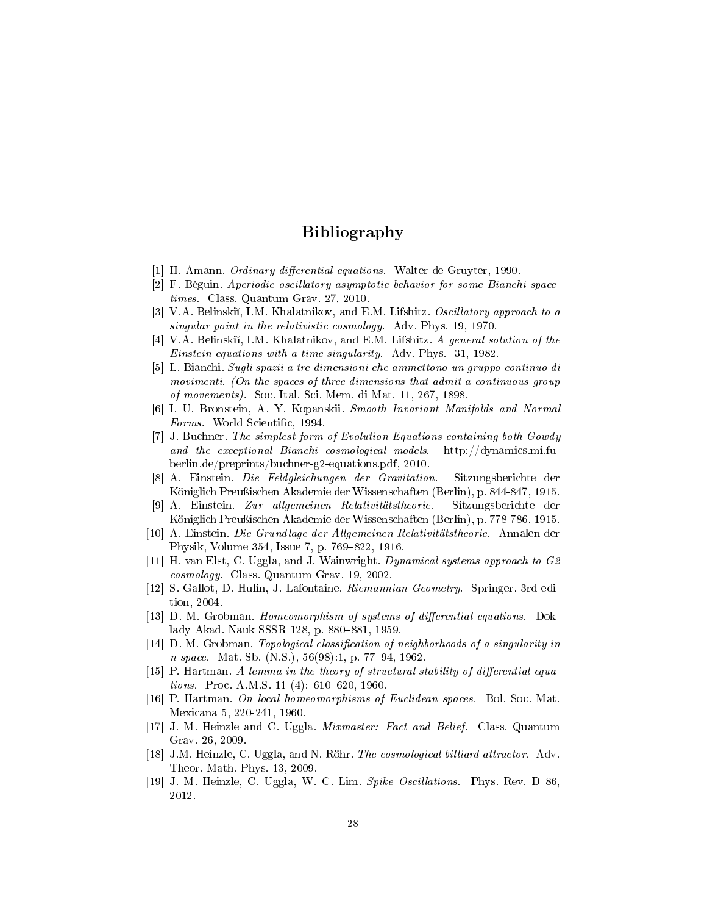# Bibliography

[1] H. Amann. *Ordinary differential equations.* Walter de Gruyter, 1990.

[2] F. Béguin. *Aperiodic oscillatory asymptotic behavior for some Bianchi spacetimes.* Class. Quantum Grav. 27, 2010.

[3] V.A. Belinskiĭ, I.M. Khalatnikov, and E.M. Lifshitz. *Oscillatory approach to a singular point in the relativistic cosmology.* Adv. Phys. 19, 1970.

[4] V.A. Belinskiĭ, I.M. Khalatnikov, and E.M. Lifshitz. *A general solution of the Einstein equations with a time singularity.* Adv. Phys. 31, 1982.

[5] L. Bianchi. *Sugli spazii a tre dimensioni che ammettono un gruppo continuo di movimenti. (On the spaces of three dimensions that admit a continuous group of movements).* Soc. Ital. Sci. Mem. di Mat. 11, 267, 1898.

[6] I. U. Bronstein, A. Y. Kopanskii. *Smooth Invariant Manifolds and Normal Forms.* World Scientific, 1994.

[7] J. Buchner. *The simplest form of Evolution Equations containing both Gowdy and the exceptional Bianchi cosmological models.* http://dynamics.mi.fu-berlin.de/preprints/buchner-g2-equations.pdf, 2010.

[8] A. Einstein. *Die Feldgleichungen der Gravitation.* Sitzungsberichte der Königlich Preußischen Akademie der Wissenschaften (Berlin), p. 844-847, 1915.

[9] A. Einstein. *Zur allgemeinen Relativitätstheorie.* Sitzungsberichte der Königlich Preußischen Akademie der Wissenschaften (Berlin), p. 778-786, 1915.

[10] A. Einstein. *Die Grundlage der Allgemeinen Relativitätstheorie.* Annalen der Physik, Volume 354, Issue 7, p. 769–822, 1916.

[11] H. van Elst, C. Uggla, and J. Wainwright. *Dynamical systems approach to G2 cosmology.* Class. Quantum Grav. 19, 2002.

[12] S. Gallot, D. Hulin, J. Lafontaine. *Riemannian Geometry.* Springer, 3rd edition, 2004.

[13] D. M. Grobman. *Homeomorphism of systems of differential equations.* Doklady Akad. Nauk SSSR 128, p. 880–881, 1959.

[14] D. M. Grobman. *Topological classification of neighborhoods of a singularity in n-space.* Mat. Sb. (N.S.), 56(98):1, p. 77–94, 1962.

[15] P. Hartman. *A lemma in the theory of structural stability of differential equations.* Proc. A.M.S. 11 (4): 610–620, 1960.

[16] P. Hartman. *On local homeomorphisms of Euclidean spaces.* Bol. Soc. Mat. Mexicana 5, 220-241, 1960.

[17] J. M. Heinzle and C. Uggla. *Mixmaster: Fact and Belief.* Class. Quantum Grav. 26, 2009.

[18] J.M. Heinzle, C. Uggla, and N. Röhr. *The cosmological billiard attractor.* Adv. Theor. Math. Phys. 13, 2009.

[19] J. M. Heinzle, C. Uggla, W. C. Lim. *Spike Oscillations.* Phys. Rev. D 86, 2012.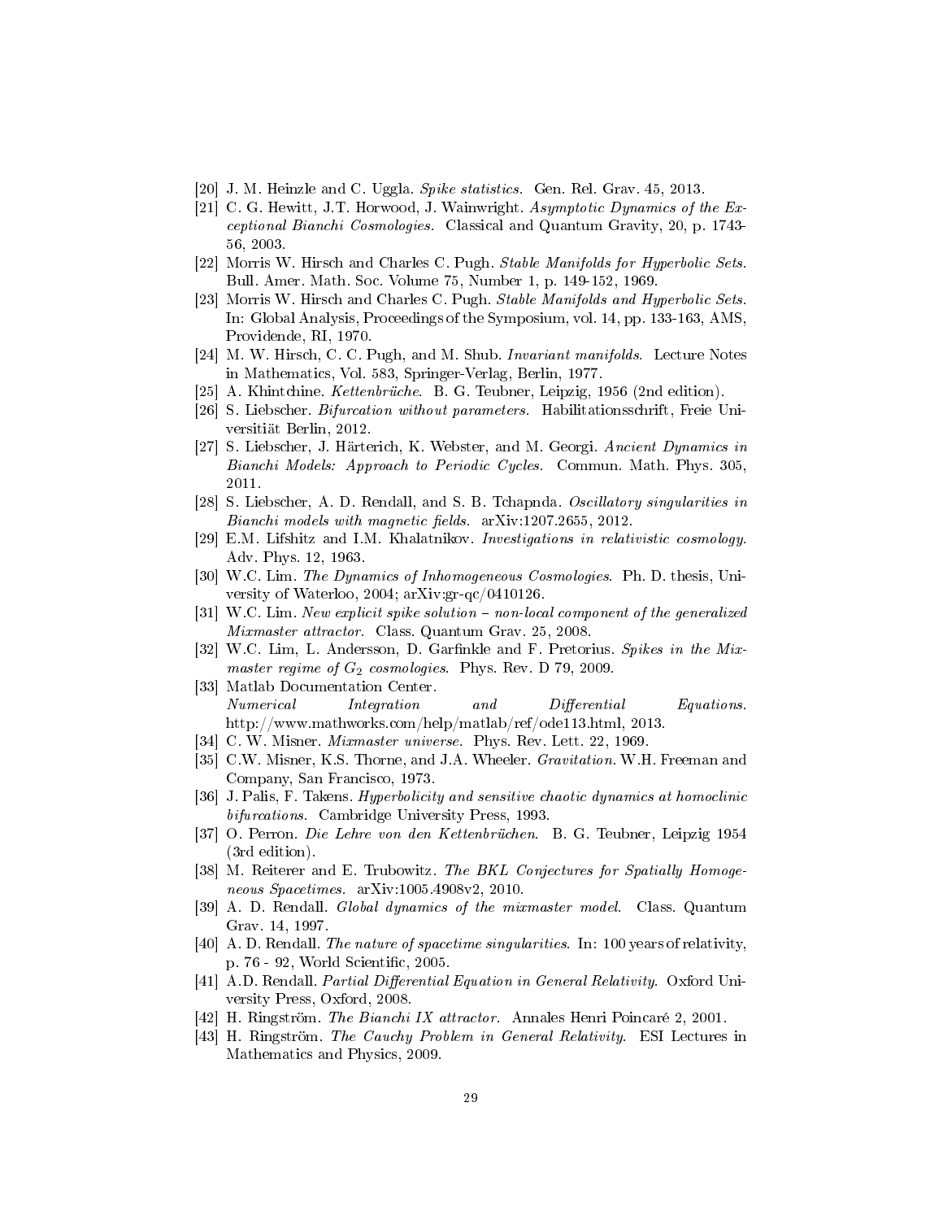[20] J. M. Heinzle and C. Uggla. *Spike statistics.* Gen. Rel. Grav. 45, 2013.

[21] C. G. Hewitt, J.T. Horwood, J. Wainwright. *Asymptotic Dynamics of the Exceptional Bianchi Cosmologies.* Classical and Quantum Gravity, 20, p. 1743-56, 2003.

[22] Morris W. Hirsch and Charles C. Pugh. *Stable Manifolds for Hyperbolic Sets.* Bull. Amer. Math. Soc. Volume 75, Number 1, p. 149-152, 1969.

[23] Morris W. Hirsch and Charles C. Pugh. *Stable Manifolds and Hyperbolic Sets.* In: Global Analysis, Proceedings of the Symposium, vol. 14, pp. 133-163, AMS, Providende, RI, 1970.

[24] M. W. Hirsch, C. C. Pugh, and M. Shub. *Invariant manifolds.* Lecture Notes in Mathematics, Vol. 583, Springer-Verlag, Berlin, 1977.

[25] A. Khintchine. *Kettenbrüche.* B. G. Teubner, Leipzig, 1956 (2nd edition).

[26] S. Liebscher. *Bifurcation without parameters.* Habilitationsschrift, Freie Universitiät Berlin, 2012.

[27] S. Liebscher, J. Härterich, K. Webster, and M. Georgi. *Ancient Dynamics in Bianchi Models: Approach to Periodic Cycles.* Commun. Math. Phys. 305, 2011.

[28] S. Liebscher, A. D. Rendall, and S. B. Tchapnda. *Oscillatory singularities in Bianchi models with magnetic fields.* arXiv:1207.2655, 2012.

[29] E.M. Lifshitz and I.M. Khalatnikov. *Investigations in relativistic cosmology.* Adv. Phys. 12, 1963.

[30] W.C. Lim. *The Dynamics of Inhomogeneous Cosmologies.* Ph. D. thesis, University of Waterloo, 2004; arXiv:gr-qc/0410126.

[31] W.C. Lim. *New explicit spike solution – non-local component of the generalized Mixmaster attractor.* Class. Quantum Grav. 25, 2008.

[32] W.C. Lim, L. Andersson, D. Garfinkle and F. Pretorius. *Spikes in the Mixmaster regime of $G_2$ cosmologies.* Phys. Rev. D 79, 2009.

[33] Matlab Documentation Center. *Numerical Integration and Differential Equations.* http://www.mathworks.com/help/matlab/ref/ode113.html, 2013.

[34] C. W. Misner. *Mixmaster universe.* Phys. Rev. Lett. 22, 1969.

[35] C.W. Misner, K.S. Thorne, and J.A. Wheeler. *Gravitation.* W.H. Freeman and Company, San Francisco, 1973.

[36] J. Palis, F. Takens. *Hyperbolicity and sensitive chaotic dynamics at homoclinic bifurcations.* Cambridge University Press, 1993.

[37] O. Perron. *Die Lehre von den Kettenbrüchen.* B. G. Teubner, Leipzig 1954 (3rd edition).

[38] M. Reiterer and E. Trubowitz. *The BKL Conjectures for Spatially Homogeneous Spacetimes.* arXiv:1005.4908v2, 2010.

[39] A. D. Rendall. *Global dynamics of the mixmaster model.* Class. Quantum Grav. 14, 1997.

[40] A. D. Rendall. *The nature of spacetime singularities.* In: 100 years of relativity, p. 76 - 92, World Scientific, 2005.

[41] A.D. Rendall. *Partial Differential Equation in General Relativity.* Oxford University Press, Oxford, 2008.

[42] H. Ringström. *The Bianchi IX attractor.* Annales Henri Poincaré 2, 2001.

[43] H. Ringström. *The Cauchy Problem in General Relativity.* ESI Lectures in Mathematics and Physics, 2009.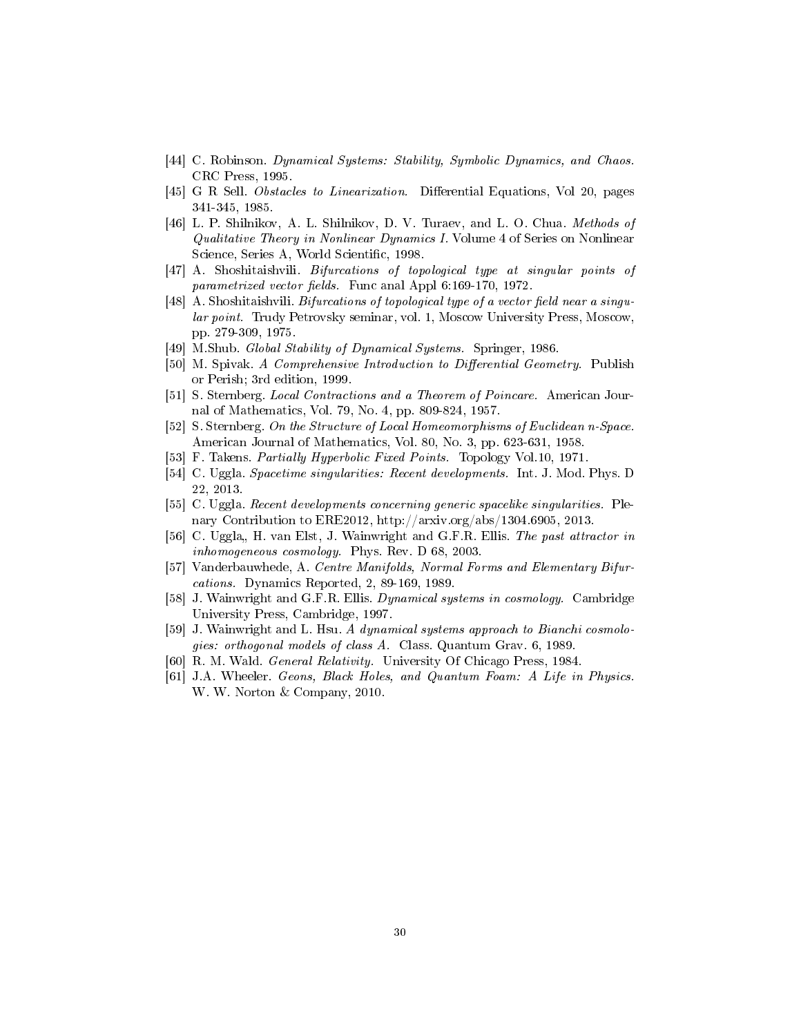[44] C. Robinson. *Dynamical Systems: Stability, Symbolic Dynamics, and Chaos.* CRC Press, 1995.

[45] G R Sell. *Obstacles to Linearization.* Differential Equations, Vol 20, pages 341-345, 1985.

[46] L. P. Shilnikov, A. L. Shilnikov, D. V. Turaev, and L. O. Chua. *Methods of Qualitative Theory in Nonlinear Dynamics I.* Volume 4 of Series on Nonlinear Science, Series A, World Scientific, 1998.

[47] A. Shoshitaishvili. *Bifurcations of topological type at singular points of parametrized vector fields.* Func anal Appl 6:169-170, 1972.

[48] A. Shoshitaishvili. *Bifurcations of topological type of a vector field near a singular point.* Trudy Petrovsky seminar, vol. 1, Moscow University Press, Moscow, pp. 279-309, 1975.

[49] M.Shub. *Global Stability of Dynamical Systems.* Springer, 1986.

[50] M. Spivak. *A Comprehensive Introduction to Differential Geometry.* Publish or Perish; 3rd edition, 1999.

[51] S. Sternberg. *Local Contractions and a Theorem of Poincare.* American Journal of Mathematics, Vol. 79, No. 4, pp. 809-824, 1957.

[52] S. Sternberg. *On the Structure of Local Homeomorphisms of Euclidean n-Space.* American Journal of Mathematics, Vol. 80, No. 3, pp. 623-631, 1958.

[53] F. Takens. *Partially Hyperbolic Fixed Points.* Topology Vol.10, 1971.

[54] C. Uggla. *Spacetime singularities: Recent developments.* Int. J. Mod. Phys. D 22, 2013.

[55] C. Uggla. *Recent developments concerning generic spacelike singularities.* Plenary Contribution to ERE2012, http://arxiv.org/abs/1304.6905, 2013.

[56] C. Uggla,, H. van Elst, J. Wainwright and G.F.R. Ellis. *The past attractor in inhomogeneous cosmology.* Phys. Rev. D 68, 2003.

[57] Vanderbauwhede, A. *Centre Manifolds, Normal Forms and Elementary Bifurcations.* Dynamics Reported, 2, 89-169, 1989.

[58] J. Wainwright and G.F.R. Ellis. *Dynamical systems in cosmology.* Cambridge University Press, Cambridge, 1997.

[59] J. Wainwright and L. Hsu. *A dynamical systems approach to Bianchi cosmologies: orthogonal models of class A.* Class. Quantum Grav. 6, 1989.

[60] R. M. Wald. *General Relativity.* University Of Chicago Press, 1984.

[61] J.A. Wheeler. *Geons, Black Holes, and Quantum Foam: A Life in Physics.* W. W. Norton & Company, 2010.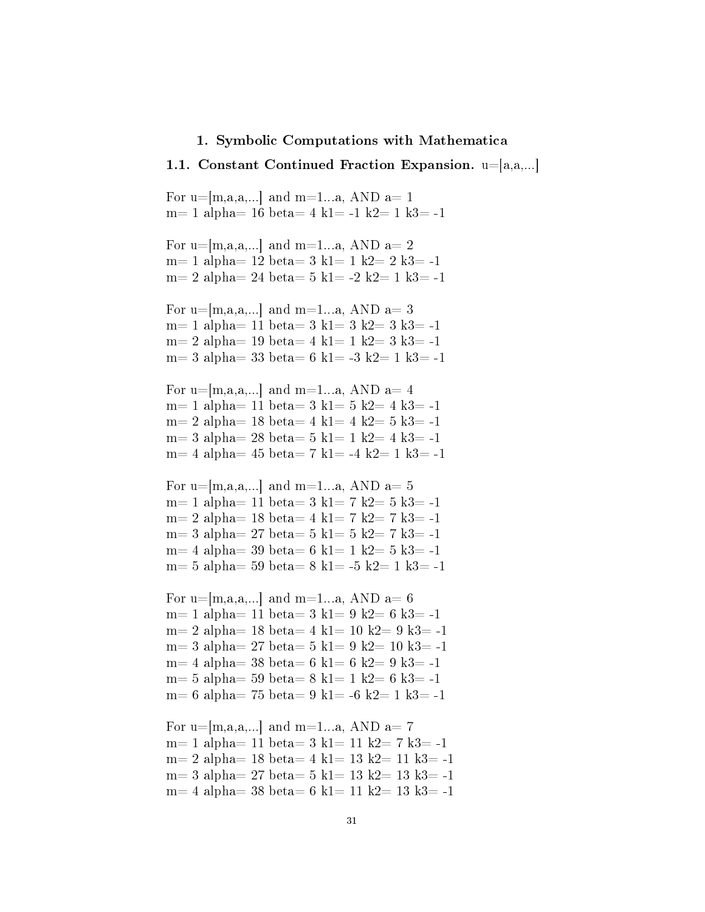# 1. Symbolic Computations with Mathematica

## 1.1. Constant Continued Fraction Expansion. u=[a,a,...]

For u=[m,a,a,...] and m=1...a, AND a= 1
m= 1 alpha= 16 beta= 4 k1= -1 k2= 1 k3= -1

For u=[m,a,a,...] and m=1...a, AND a= 2
m= 1 alpha= 12 beta= 3 k1= 1 k2= 2 k3= -1
m= 2 alpha= 24 beta= 5 k1= -2 k2= 1 k3= -1

For u=[m,a,a,...] and m=1...a, AND a= 3
m= 1 alpha= 11 beta= 3 k1= 3 k2= 3 k3= -1
m= 2 alpha= 19 beta= 4 k1= 1 k2= 3 k3= -1
m= 3 alpha= 33 beta= 6 k1= -3 k2= 1 k3= -1

For u=[m,a,a,...] and m=1...a, AND a= 4
m= 1 alpha= 11 beta= 3 k1= 5 k2= 4 k3= -1
m= 2 alpha= 18 beta= 4 k1= 4 k2= 5 k3= -1
m= 3 alpha= 28 beta= 5 k1= 1 k2= 4 k3= -1
m= 4 alpha= 45 beta= 7 k1= -4 k2= 1 k3= -1

For u=[m,a,a,...] and m=1...a, AND a= 5
m= 1 alpha= 11 beta= 3 k1= 7 k2= 5 k3= -1
m= 2 alpha= 18 beta= 4 k1= 7 k2= 7 k3= -1
m= 3 alpha= 27 beta= 5 k1= 5 k2= 7 k3= -1
m= 4 alpha= 39 beta= 6 k1= 1 k2= 5 k3= -1
m= 5 alpha= 59 beta= 8 k1= -5 k2= 1 k3= -1

For u=[m,a,a,...] and m=1...a, AND a= 6
m= 1 alpha= 11 beta= 3 k1= 9 k2= 6 k3= -1
m= 2 alpha= 18 beta= 4 k1= 10 k2= 9 k3= -1
m= 3 alpha= 27 beta= 5 k1= 9 k2= 10 k3= -1
m= 4 alpha= 38 beta= 6 k1= 6 k2= 9 k3= -1
m= 5 alpha= 59 beta= 8 k1= 1 k2= 6 k3= -1
m= 6 alpha= 75 beta= 9 k1= -6 k2= 1 k3= -1

For u=[m,a,a,...] and m=1...a, AND a= 7
m= 1 alpha= 11 beta= 3 k1= 11 k2= 7 k3= -1
m= 2 alpha= 18 beta= 4 k1= 13 k2= 11 k3= -1
m= 3 alpha= 27 beta= 5 k1= 13 k2= 13 k3= -1
m= 4 alpha= 38 beta= 6 k1= 11 k2= 13 k3= -1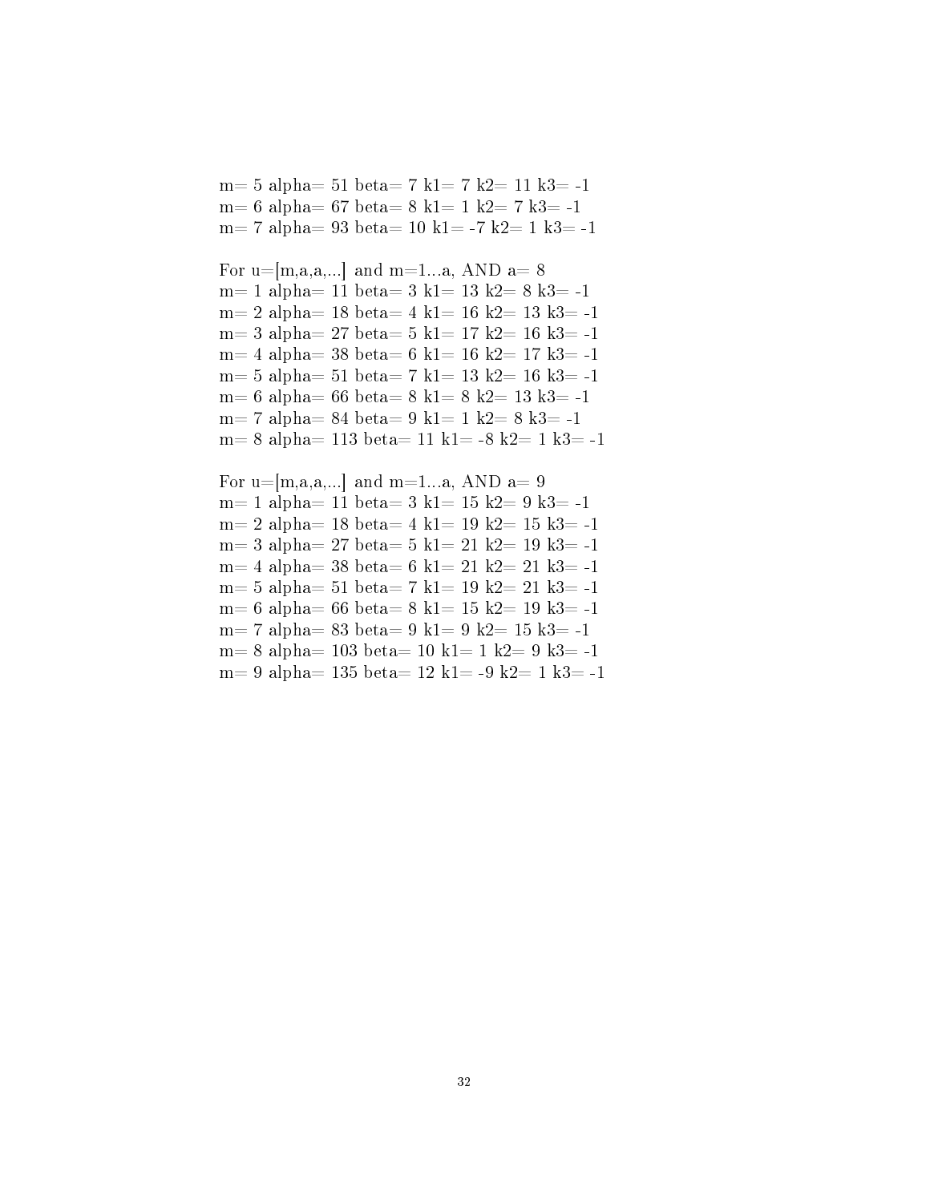m= 5 alpha= 51 beta= 7 k1= 7 k2= 11 k3= -1
m= 6 alpha= 67 beta= 8 k1= 1 k2= 7 k3= -1
m= 7 alpha= 93 beta= 10 k1= -7 k2= 1 k3= -1

For u=[m,a,a,...] and m=1...a, AND a= 8
m= 1 alpha= 11 beta= 3 k1= 13 k2= 8 k3= -1
m= 2 alpha= 18 beta= 4 k1= 16 k2= 13 k3= -1
m= 3 alpha= 27 beta= 5 k1= 17 k2= 16 k3= -1
m= 4 alpha= 38 beta= 6 k1= 16 k2= 17 k3= -1
m= 5 alpha= 51 beta= 7 k1= 13 k2= 16 k3= -1
m= 6 alpha= 66 beta= 8 k1= 8 k2= 13 k3= -1
m= 7 alpha= 84 beta= 9 k1= 1 k2= 8 k3= -1
m= 8 alpha= 113 beta= 11 k1= -8 k2= 1 k3= -1

For u=[m,a,a,...] and m=1...a, AND a= 9
m= 1 alpha= 11 beta= 3 k1= 15 k2= 9 k3= -1
m= 2 alpha= 18 beta= 4 k1= 19 k2= 15 k3= -1
m= 3 alpha= 27 beta= 5 k1= 21 k2= 19 k3= -1
m= 4 alpha= 38 beta= 6 k1= 21 k2= 21 k3= -1
m= 5 alpha= 51 beta= 7 k1= 19 k2= 21 k3= -1
m= 6 alpha= 66 beta= 8 k1= 15 k2= 19 k3= -1
m= 7 alpha= 83 beta= 9 k1= 9 k2= 15 k3= -1
m= 8 alpha= 103 beta= 10 k1= 1 k2= 9 k3= -1
m= 9 alpha= 135 beta= 12 k1= -9 k2= 1 k3= -1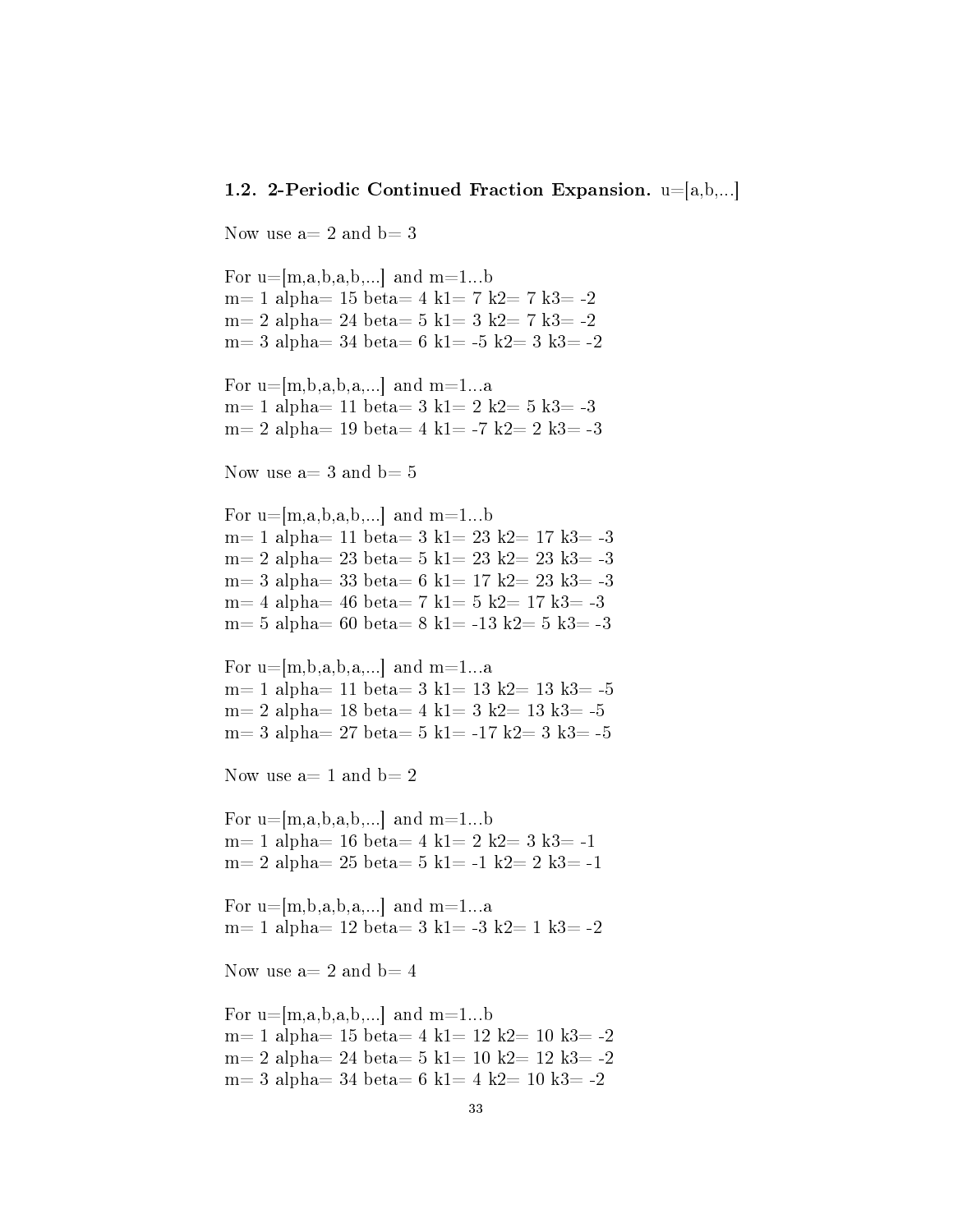**1.2. 2-Periodic Continued Fraction Expansion.** u=[a,b,...]

Now use a= 2 and b= 3

For u=[m,a,b,a,b,...] and m=1...b
m= 1 alpha= 15 beta= 4 k1= 7 k2= 7 k3= -2
m= 2 alpha= 24 beta= 5 k1= 3 k2= 7 k3= -2
m= 3 alpha= 34 beta= 6 k1= -5 k2= 3 k3= -2

For u=[m,b,a,b,a,...] and m=1...a
m= 1 alpha= 11 beta= 3 k1= 2 k2= 5 k3= -3
m= 2 alpha= 19 beta= 4 k1= -7 k2= 2 k3= -3

Now use a= 3 and b= 5

For u=[m,a,b,a,b,...] and m=1...b
m= 1 alpha= 11 beta= 3 k1= 23 k2= 17 k3= -3
m= 2 alpha= 23 beta= 5 k1= 23 k2= 23 k3= -3
m= 3 alpha= 33 beta= 6 k1= 17 k2= 23 k3= -3
m= 4 alpha= 46 beta= 7 k1= 5 k2= 17 k3= -3
m= 5 alpha= 60 beta= 8 k1= -13 k2= 5 k3= -3

For u=[m,b,a,b,a,...] and m=1...a
m= 1 alpha= 11 beta= 3 k1= 13 k2= 13 k3= -5
m= 2 alpha= 18 beta= 4 k1= 3 k2= 13 k3= -5
m= 3 alpha= 27 beta= 5 k1= -17 k2= 3 k3= -5

Now use a= 1 and b= 2

For u=[m,a,b,a,b,...] and m=1...b
m= 1 alpha= 16 beta= 4 k1= 2 k2= 3 k3= -1
m= 2 alpha= 25 beta= 5 k1= -1 k2= 2 k3= -1

For u=[m,b,a,b,a,...] and m=1...a
m= 1 alpha= 12 beta= 3 k1= -3 k2= 1 k3= -2

Now use a= 2 and b= 4

For u=[m,a,b,a,b,...] and m=1...b
m= 1 alpha= 15 beta= 4 k1= 12 k2= 10 k3= -2
m= 2 alpha= 24 beta= 5 k1= 10 k2= 12 k3= -2
m= 3 alpha= 34 beta= 6 k1= 4 k2= 10 k3= -2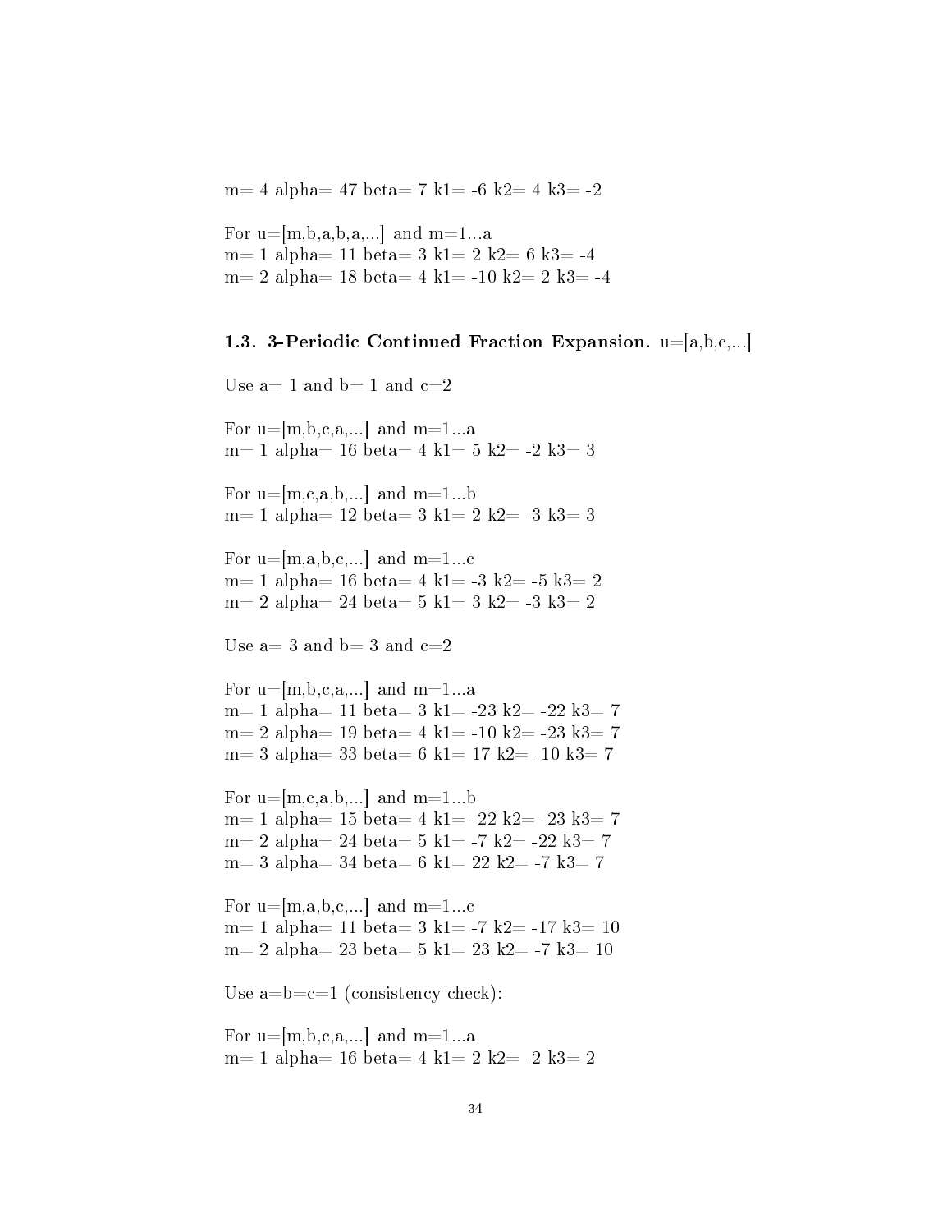m= 4 alpha= 47 beta= 7 k1= -6 k2= 4 k3= -2

For u=[m,b,a,b,a,...] and m=1...a
m= 1 alpha= 11 beta= 3 k1= 2 k2= 6 k3= -4
m= 2 alpha= 18 beta= 4 k1= -10 k2= 2 k3= -4

### 1.3. 3-Periodic Continued Fraction Expansion. u=[a,b,c,...]

Use a= 1 and b= 1 and c=2

For u=[m,b,c,a,...] and m=1...a
m= 1 alpha= 16 beta= 4 k1= 5 k2= -2 k3= 3

For u=[m,c,a,b,...] and m=1...b
m= 1 alpha= 12 beta= 3 k1= 2 k2= -3 k3= 3

For u=[m,a,b,c,...] and m=1...c
m= 1 alpha= 16 beta= 4 k1= -3 k2= -5 k3= 2
m= 2 alpha= 24 beta= 5 k1= 3 k2= -3 k3= 2

Use a= 3 and b= 3 and c=2

For u=[m,b,c,a,...] and m=1...a
m= 1 alpha= 11 beta= 3 k1= -23 k2= -22 k3= 7
m= 2 alpha= 19 beta= 4 k1= -10 k2= -23 k3= 7
m= 3 alpha= 33 beta= 6 k1= 17 k2= -10 k3= 7

For u=[m,c,a,b,...] and m=1...b
m= 1 alpha= 15 beta= 4 k1= -22 k2= -23 k3= 7
m= 2 alpha= 24 beta= 5 k1= -7 k2= -22 k3= 7
m= 3 alpha= 34 beta= 6 k1= 22 k2= -7 k3= 7

For u=[m,a,b,c,...] and m=1...c
m= 1 alpha= 11 beta= 3 k1= -7 k2= -17 k3= 10
m= 2 alpha= 23 beta= 5 k1= 23 k2= -7 k3= 10

Use a=b=c=1 (consistency check):

For u=[m,b,c,a,...] and m=1...a
m= 1 alpha= 16 beta= 4 k1= 2 k2= -2 k3= 2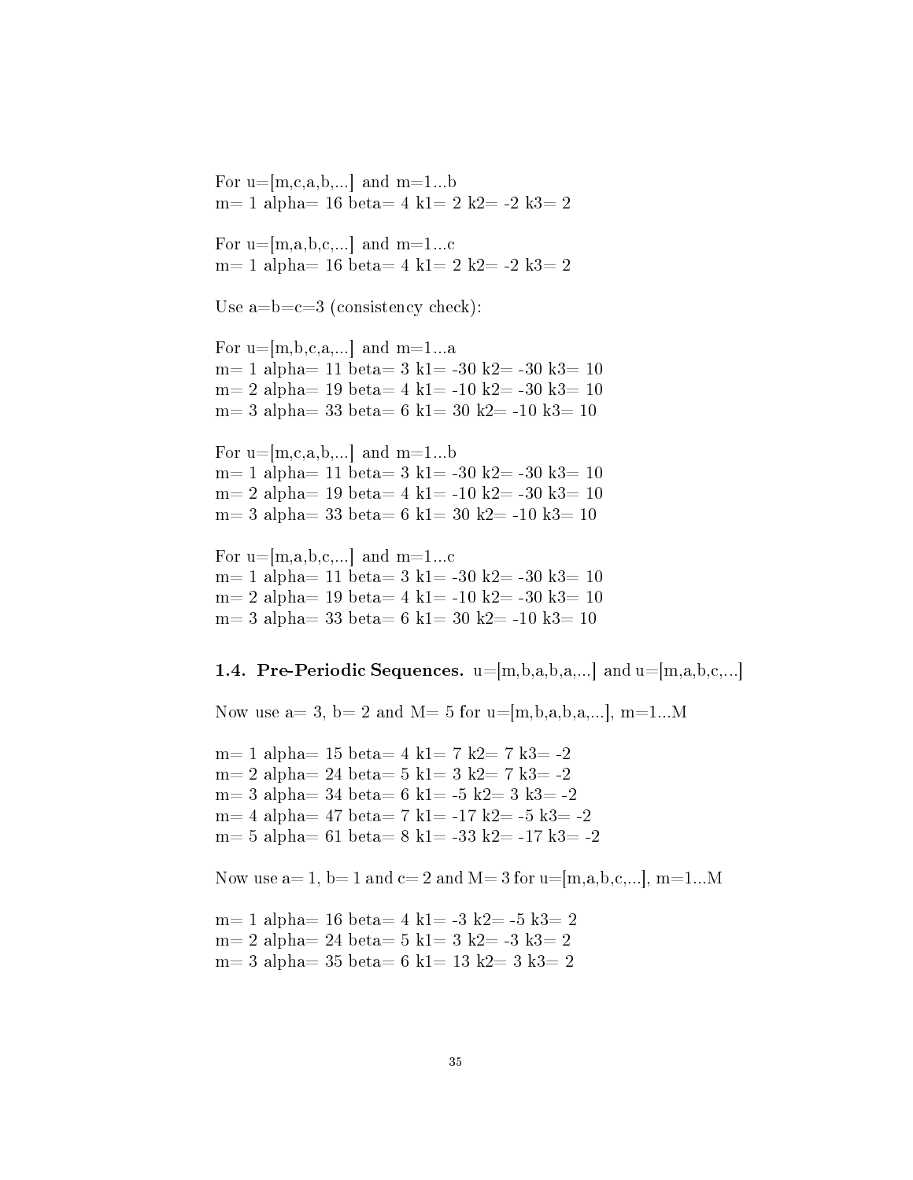For u=[m,c,a,b,...] and m=1...b
m= 1 alpha= 16 beta= 4 k1= 2 k2= -2 k3= 2

For u=[m,a,b,c,...] and m=1...c
m= 1 alpha= 16 beta= 4 k1= 2 k2= -2 k3= 2

Use a=b=c=3 (consistency check):

For u=[m,b,c,a,...] and m=1...a
m= 1 alpha= 11 beta= 3 k1= -30 k2= -30 k3= 10
m= 2 alpha= 19 beta= 4 k1= -10 k2= -30 k3= 10
m= 3 alpha= 33 beta= 6 k1= 30 k2= -10 k3= 10

For u=[m,c,a,b,...] and m=1...b
m= 1 alpha= 11 beta= 3 k1= -30 k2= -30 k3= 10
m= 2 alpha= 19 beta= 4 k1= -10 k2= -30 k3= 10
m= 3 alpha= 33 beta= 6 k1= 30 k2= -10 k3= 10

For u=[m,a,b,c,...] and m=1...c
m= 1 alpha= 11 beta= 3 k1= -30 k2= -30 k3= 10
m= 2 alpha= 19 beta= 4 k1= -10 k2= -30 k3= 10
m= 3 alpha= 33 beta= 6 k1= 30 k2= -10 k3= 10

### 1.4. Pre-Periodic Sequences. u=[m,b,a,b,a,...] and u=[m,a,b,c,...]

Now use a= 3, b= 2 and M= 5 for u=[m,b,a,b,a,...], m=1...M

m= 1 alpha= 15 beta= 4 k1= 7 k2= 7 k3= -2
m= 2 alpha= 24 beta= 5 k1= 3 k2= 7 k3= -2
m= 3 alpha= 34 beta= 6 k1= -5 k2= 3 k3= -2
m= 4 alpha= 47 beta= 7 k1= -17 k2= -5 k3= -2
m= 5 alpha= 61 beta= 8 k1= -33 k2= -17 k3= -2

Now use a= 1, b= 1 and c= 2 and M= 3 for u=[m,a,b,c,...], m=1...M

m= 1 alpha= 16 beta= 4 k1= -3 k2= -5 k3= 2
m= 2 alpha= 24 beta= 5 k1= 3 k2= -3 k3= 2
m= 3 alpha= 35 beta= 6 k1= 13 k2= 3 k3= 2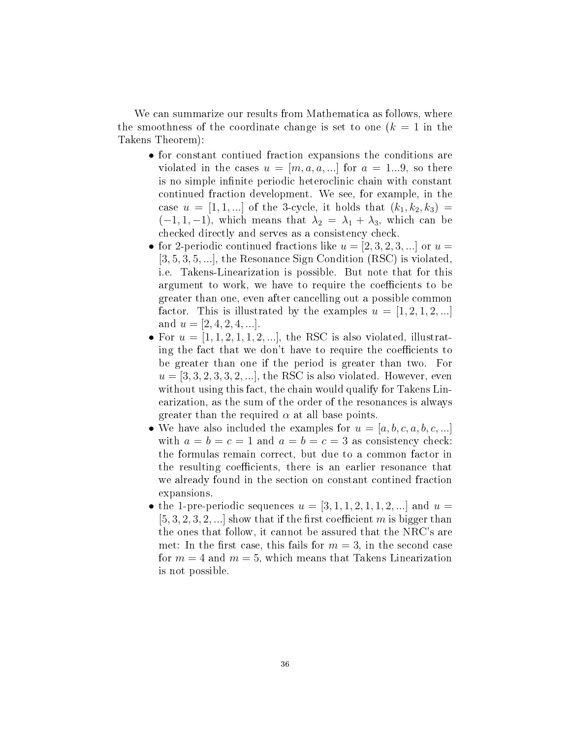We can summarize our results from Mathematica as follows, where the smoothness of the coordinate change is set to one ($k = 1$ in the Takens Theorem):

- for constant contiued fraction expansions the conditions are violated in the cases $u = [m, a, a, ...]$ for $a = 1...9$, so there is no simple infinite periodic heteroclinic chain with constant continued fraction development. We see, for example, in the case $u = [1, 1, ...]$ of the 3-cycle, it holds that $(k_1, k_2, k_3) = (-1, 1, -1)$, which means that $\lambda_2 = \lambda_1 + \lambda_3$, which can be checked directly and serves as a consistency check.
- for 2-periodic continued fractions like $u = [2, 3, 2, 3, ...]$ or $u = [3, 5, 3, 5, ...]$, the Resonance Sign Condition (RSC) is violated, i.e. Takens-Linearization is possible. But note that for this argument to work, we have to require the coefficients to be greater than one, even after cancelling out a possible common factor. This is illustrated by the examples $u = [1, 2, 1, 2, ...]$ and $u = [2, 4, 2, 4, ...]$.
- For $u = [1, 1, 2, 1, 1, 2, ...]$, the RSC is also violated, illustrating the fact that we don't have to require the coefficients to be greater than one if the period is greater than two. For $u = [3, 3, 2, 3, 3, 2, ...]$, the RSC is also violated. However, even without using this fact, the chain would qualify for Takens Linearization, as the sum of the order of the resonances is always greater than the required $\alpha$ at all base points.
- We have also included the examples for $u = [a, b, c, a, b, c, ...]$ with $a = b = c = 1$ and $a = b = c = 3$ as consistency check: the formulas remain correct, but due to a common factor in the resulting coefficients, there is an earlier resonance that we already found in the section on constant contined fraction expansions.
- the 1-pre-periodic sequences $u = [3, 1, 1, 2, 1, 1, 2, ...]$ and $u = [5, 3, 2, 3, 2, ...]$ show that if the first coefficient $m$ is bigger than the ones that follow, it cannot be assured that the NRC's are met: In the first case, this fails for $m = 3$, in the second case for $m = 4$ and $m = 5$, which means that Takens Linearization is not possible.